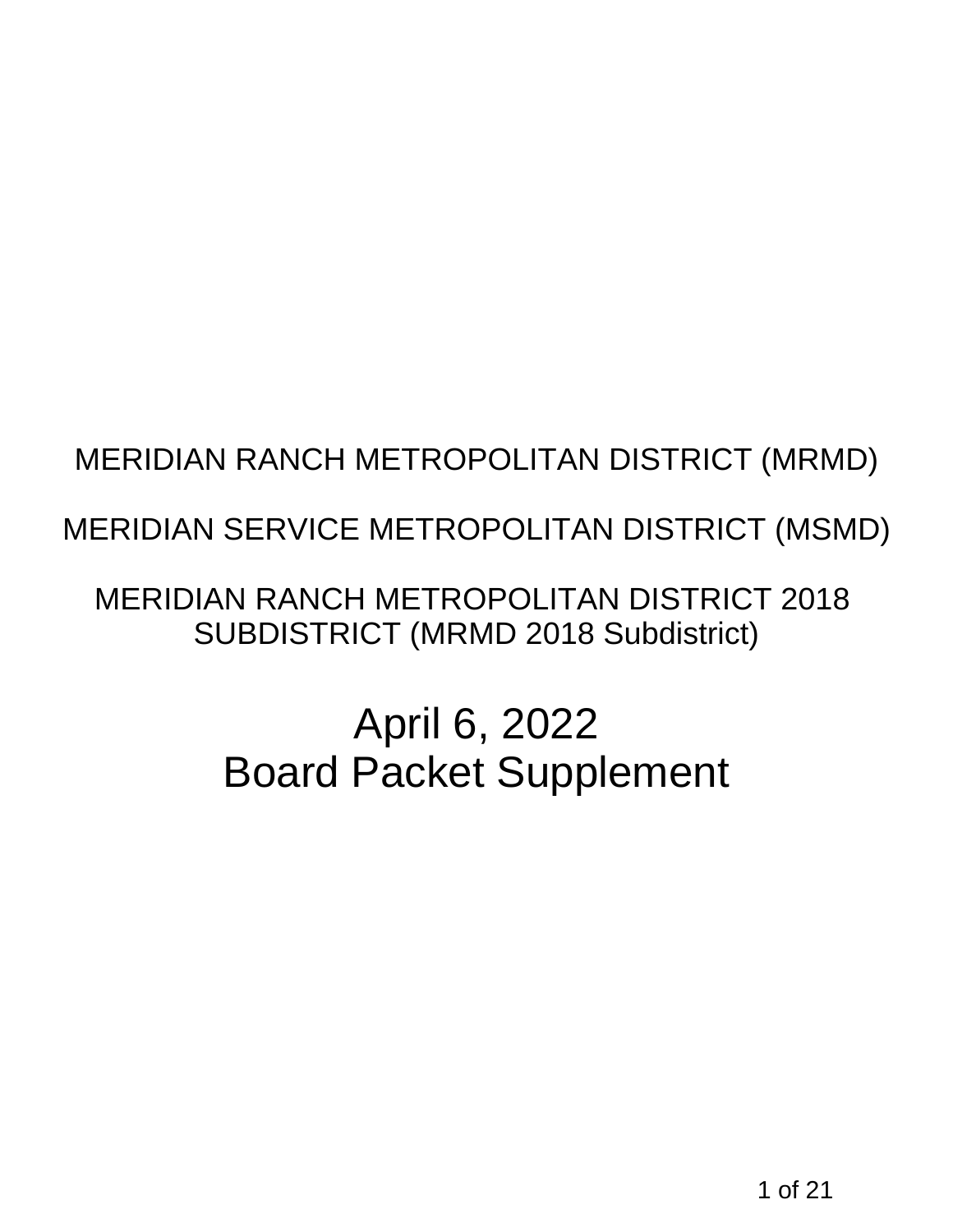MERIDIAN RANCH METROPOLITAN DISTRICT (MRMD)

MERIDIAN SERVICE METROPOLITAN DISTRICT (MSMD)

MERIDIAN RANCH METROPOLITAN DISTRICT 2018 SUBDISTRICT (MRMD 2018 Subdistrict)

# April 6, 2022
# Board Packet Supplement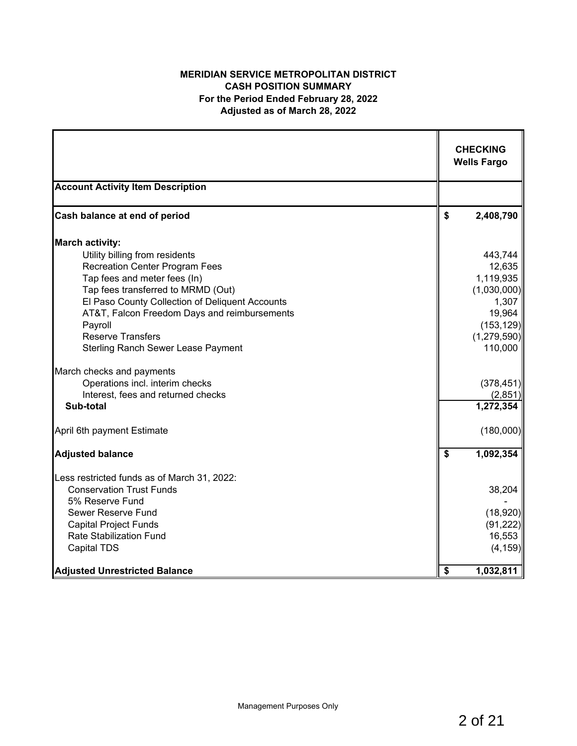**MERIDIAN SERVICE METROPOLITAN DISTRICT**
**CASH POSITION SUMMARY**
**For the Period Ended February 28, 2022**
**Adjusted as of March 28, 2022**

| | CHECKING Wells Fargo |
|---|---|
| **Account Activity Item Description** | |
| **Cash balance at end of period** | **$ 2,408,790** |
| **March activity:** | |
| Utility billing from residents | 443,744 |
| Recreation Center Program Fees | 12,635 |
| Tap fees and meter fees (In) | 1,119,935 |
| Tap fees transferred to MRMD (Out) | (1,030,000) |
| El Paso County Collection of Deliquent Accounts | 1,307 |
| AT&T, Falcon Freedom Days and reimbursements | 19,964 |
| Payroll | (153,129) |
| Reserve Transfers | (1,279,590) |
| Sterling Ranch Sewer Lease Payment | 110,000 |
| March checks and payments | |
| Operations incl. interim checks | (378,451) |
| Interest, fees and returned checks | (2,851) |
| **Sub-total** | **1,272,354** |
| April 6th payment Estimate | (180,000) |
| **Adjusted balance** | **$ 1,092,354** |
| Less restricted funds as of March 31, 2022: | |
| Conservation Trust Funds | 38,204 |
| 5% Reserve Fund | - |
| Sewer Reserve Fund | (18,920) |
| Capital Project Funds | (91,222) |
| Rate Stabilization Fund | 16,553 |
| Capital TDS | (4,159) |
| **Adjusted Unrestricted Balance** | **$ 1,032,811** |

Management Purposes Only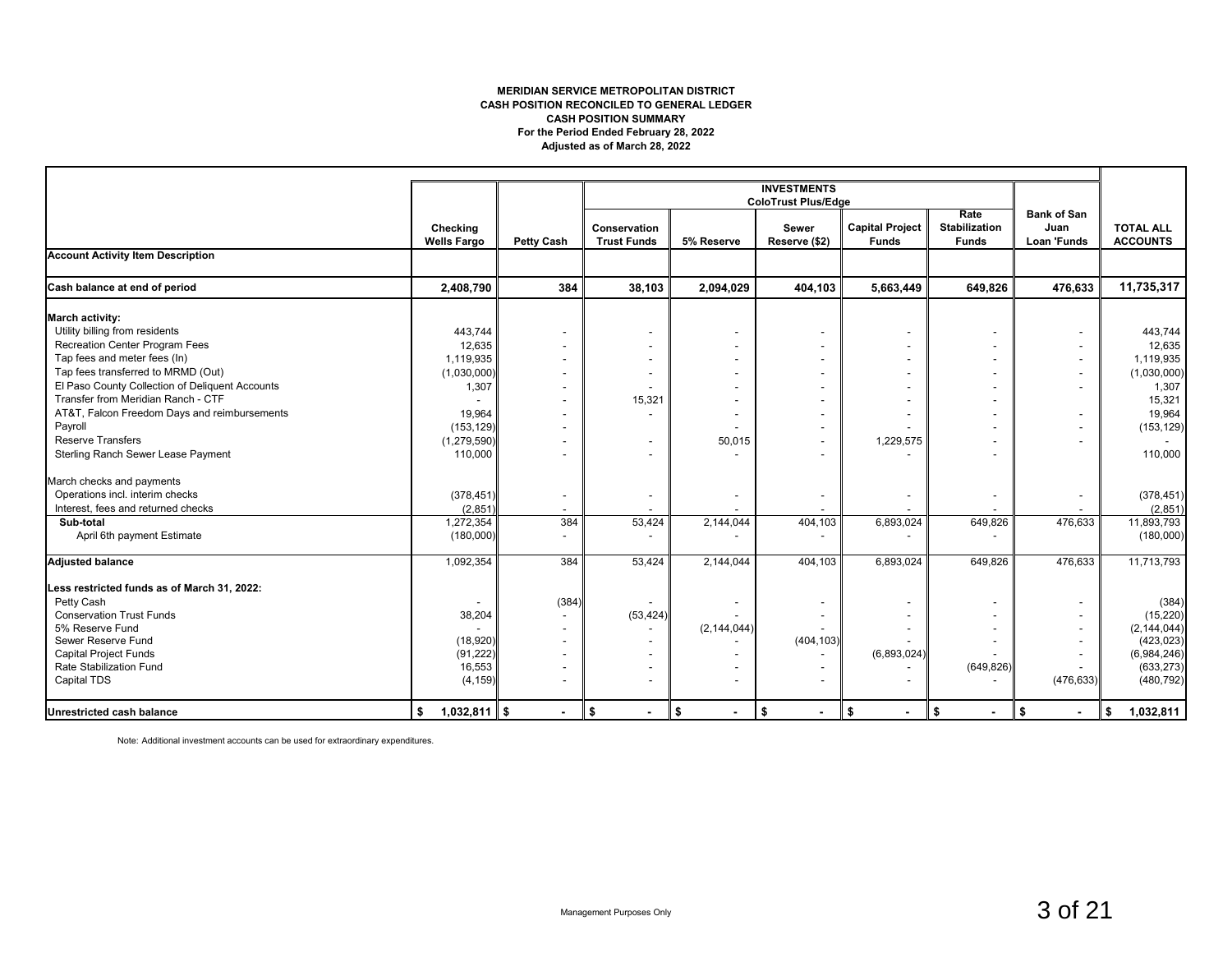**MERIDIAN SERVICE METROPOLITAN DISTRICT**
**CASH POSITION RECONCILED TO GENERAL LEDGER**
**CASH POSITION SUMMARY**
**For the Period Ended February 28, 2022**
**Adjusted as of March 28, 2022**

| | | | INVESTMENTS ColoTrust Plus/Edge | | | | | | |
|---|---|---|---|---|---|---|---|---|---|
| | Checking Wells Fargo | Petty Cash | Conservation Trust Funds | 5% Reserve | Sewer Reserve ($2) | Capital Project Funds | Rate Stabilization Funds | Bank of San Juan Loan 'Funds | TOTAL ALL ACCOUNTS |
| **Account Activity Item Description** | | | | | | | | | |
| **Cash balance at end of period** | **2,408,790** | **384** | **38,103** | **2,094,029** | **404,103** | **5,663,449** | **649,826** | **476,633** | **11,735,317** |
| **March activity:** | | | | | | | | | |
| Utility billing from residents | 443,744 | - | - | - | - | - | - | - | 443,744 |
| Recreation Center Program Fees | 12,635 | - | - | - | - | - | - | - | 12,635 |
| Tap fees and meter fees (In) | 1,119,935 | - | - | - | - | - | - | - | 1,119,935 |
| Tap fees transferred to MRMD (Out) | (1,030,000) | - | - | - | - | - | - | - | (1,030,000) |
| El Paso County Collection of Deliquent Accounts | 1,307 | - | - | - | - | - | - | - | 1,307 |
| Transfer from Meridian Ranch - CTF | - | - | 15,321 | - | - | - | - | | 15,321 |
| AT&T, Falcon Freedom Days and reimbursements | 19,964 | - | - | - | - | - | - | - | 19,964 |
| Payroll | (153,129) | - | | - | - | - | - | - | (153,129) |
| Reserve Transfers | (1,279,590) | - | - | 50,015 | - | 1,229,575 | - | - | - |
| Sterling Ranch Sewer Lease Payment | 110,000 | - | - | - | - | - | - | | 110,000 |
| March checks and payments | | | | | | | | | |
| Operations incl. interim checks | (378,451) | - | - | - | - | - | - | - | (378,451) |
| Interest, fees and returned checks | (2,851) | - | - | - | - | - | - | - | (2,851) |
| **Sub-total** | 1,272,354 | 384 | 53,424 | 2,144,044 | 404,103 | 6,893,024 | 649,826 | 476,633 | 11,893,793 |
| April 6th payment Estimate | (180,000) | - | - | - | - | - | - | | (180,000) |
| **Adjusted balance** | 1,092,354 | 384 | 53,424 | 2,144,044 | 404,103 | 6,893,024 | 649,826 | 476,633 | 11,713,793 |
| **Less restricted funds as of March 31, 2022:** | | | | | | | | | |
| Petty Cash | - | (384) | - | - | - | - | - | - | (384) |
| Conservation Trust Funds | 38,204 | - | (53,424) | - | - | - | - | - | (15,220) |
| 5% Reserve Fund | - | - | - | (2,144,044) | - | - | - | - | (2,144,044) |
| Sewer Reserve Fund | (18,920) | - | - | - | (404,103) | - | - | - | (423,023) |
| Capital Project Funds | (91,222) | - | - | - | - | (6,893,024) | - | - | (6,984,246) |
| Rate Stabilization Fund | 16,553 | - | - | - | - | - | (649,826) | - | (633,273) |
| Capital TDS | (4,159) | - | - | - | - | - | - | (476,633) | (480,792) |
| **Unrestricted cash balance** | **$ 1,032,811** | **$ -** | **$ -** | **$ -** | **$ -** | **$ -** | **$ -** | **$ -** | **$ 1,032,811** |

Note: Additional investment accounts can be used for extraordinary expenditures.

Management Purposes Only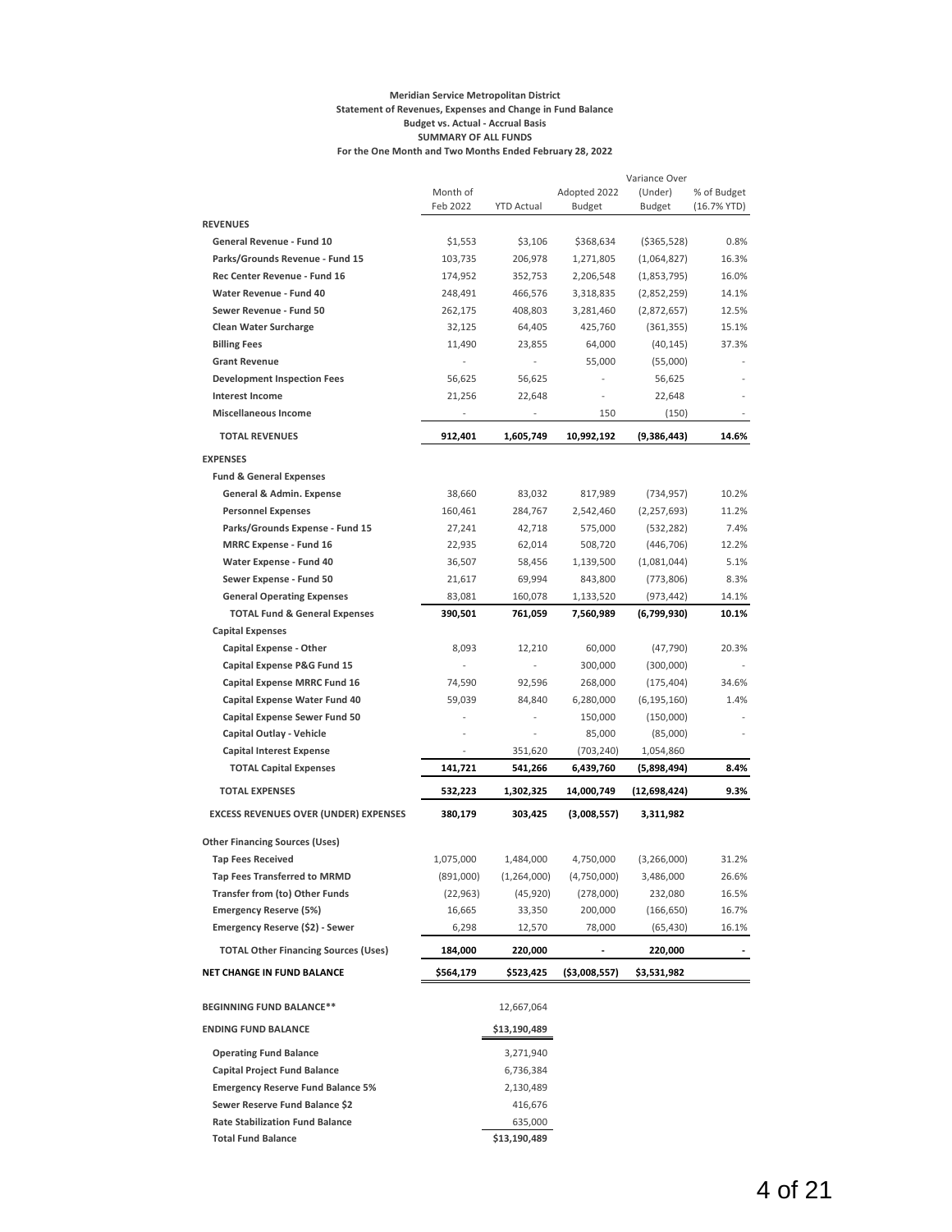**Meridian Service Metropolitan District**
**Statement of Revenues, Expenses and Change in Fund Balance**
**Budget vs. Actual - Accrual Basis**
**SUMMARY OF ALL FUNDS**
**For the One Month and Two Months Ended February 28, 2022**

| | Month of Feb 2022 | YTD Actual | Adopted 2022 Budget | Variance Over (Under) Budget | % of Budget (16.7% YTD) |
|---|---|---|---|---|---|
| **REVENUES** | | | | | |
| **General Revenue - Fund 10** | $1,553 | $3,106 | $368,634 | ($365,528) | 0.8% |
| **Parks/Grounds Revenue - Fund 15** | 103,735 | 206,978 | 1,271,805 | (1,064,827) | 16.3% |
| **Rec Center Revenue - Fund 16** | 174,952 | 352,753 | 2,206,548 | (1,853,795) | 16.0% |
| **Water Revenue - Fund 40** | 248,491 | 466,576 | 3,318,835 | (2,852,259) | 14.1% |
| **Sewer Revenue - Fund 50** | 262,175 | 408,803 | 3,281,460 | (2,872,657) | 12.5% |
| **Clean Water Surcharge** | 32,125 | 64,405 | 425,760 | (361,355) | 15.1% |
| **Billing Fees** | 11,490 | 23,855 | 64,000 | (40,145) | 37.3% |
| **Grant Revenue** | - | - | 55,000 | (55,000) | - |
| **Development Inspection Fees** | 56,625 | 56,625 | - | 56,625 | - |
| **Interest Income** | 21,256 | 22,648 | - | 22,648 | - |
| **Miscellaneous Income** | - | - | 150 | (150) | - |
| **TOTAL REVENUES** | **912,401** | **1,605,749** | **10,992,192** | **(9,386,443)** | **14.6%** |
| **EXPENSES** | | | | | |
| **Fund & General Expenses** | | | | | |
| **General & Admin. Expense** | 38,660 | 83,032 | 817,989 | (734,957) | 10.2% |
| **Personnel Expenses** | 160,461 | 284,767 | 2,542,460 | (2,257,693) | 11.2% |
| **Parks/Grounds Expense - Fund 15** | 27,241 | 42,718 | 575,000 | (532,282) | 7.4% |
| **MRRC Expense - Fund 16** | 22,935 | 62,014 | 508,720 | (446,706) | 12.2% |
| **Water Expense - Fund 40** | 36,507 | 58,456 | 1,139,500 | (1,081,044) | 5.1% |
| **Sewer Expense - Fund 50** | 21,617 | 69,994 | 843,800 | (773,806) | 8.3% |
| **General Operating Expenses** | 83,081 | 160,078 | 1,133,520 | (973,442) | 14.1% |
| **TOTAL Fund & General Expenses** | **390,501** | **761,059** | **7,560,989** | **(6,799,930)** | **10.1%** |
| **Capital Expenses** | | | | | |
| **Capital Expense - Other** | 8,093 | 12,210 | 60,000 | (47,790) | 20.3% |
| **Capital Expense P&G Fund 15** | - | - | 300,000 | (300,000) | - |
| **Capital Expense MRRC Fund 16** | 74,590 | 92,596 | 268,000 | (175,404) | 34.6% |
| **Capital Expense Water Fund 40** | 59,039 | 84,840 | 6,280,000 | (6,195,160) | 1.4% |
| **Capital Expense Sewer Fund 50** | - | - | 150,000 | (150,000) | - |
| **Capital Outlay - Vehicle** | - | - | 85,000 | (85,000) | - |
| **Capital Interest Expense** | - | 351,620 | (703,240) | 1,054,860 | |
| **TOTAL Capital Expenses** | **141,721** | **541,266** | **6,439,760** | **(5,898,494)** | **8.4%** |
| **TOTAL EXPENSES** | **532,223** | **1,302,325** | **14,000,749** | **(12,698,424)** | **9.3%** |
| **EXCESS REVENUES OVER (UNDER) EXPENSES** | **380,179** | **303,425** | **(3,008,557)** | **3,311,982** | |
| **Other Financing Sources (Uses)** | | | | | |
| **Tap Fees Received** | 1,075,000 | 1,484,000 | 4,750,000 | (3,266,000) | 31.2% |
| **Tap Fees Transferred to MRMD** | (891,000) | (1,264,000) | (4,750,000) | 3,486,000 | 26.6% |
| **Transfer from (to) Other Funds** | (22,963) | (45,920) | (278,000) | 232,080 | 16.5% |
| **Emergency Reserve (5%)** | 16,665 | 33,350 | 200,000 | (166,650) | 16.7% |
| **Emergency Reserve ($2) - Sewer** | 6,298 | 12,570 | 78,000 | (65,430) | 16.1% |
| **TOTAL Other Financing Sources (Uses)** | **184,000** | **220,000** | **-** | **220,000** | **-** |
| **NET CHANGE IN FUND BALANCE** | **$564,179** | **$523,425** | **($3,008,557)** | **$3,531,982** | |
| **BEGINNING FUND BALANCE**** | | 12,667,064 | | | |
| **ENDING FUND BALANCE** | | **$13,190,489** | | | |
| **Operating Fund Balance** | | 3,271,940 | | | |
| **Capital Project Fund Balance** | | 6,736,384 | | | |
| **Emergency Reserve Fund Balance 5%** | | 2,130,489 | | | |
| **Sewer Reserve Fund Balance $2** | | 416,676 | | | |
| **Rate Stabilization Fund Balance** | | 635,000 | | | |
| **Total Fund Balance** | | **$13,190,489** | | | |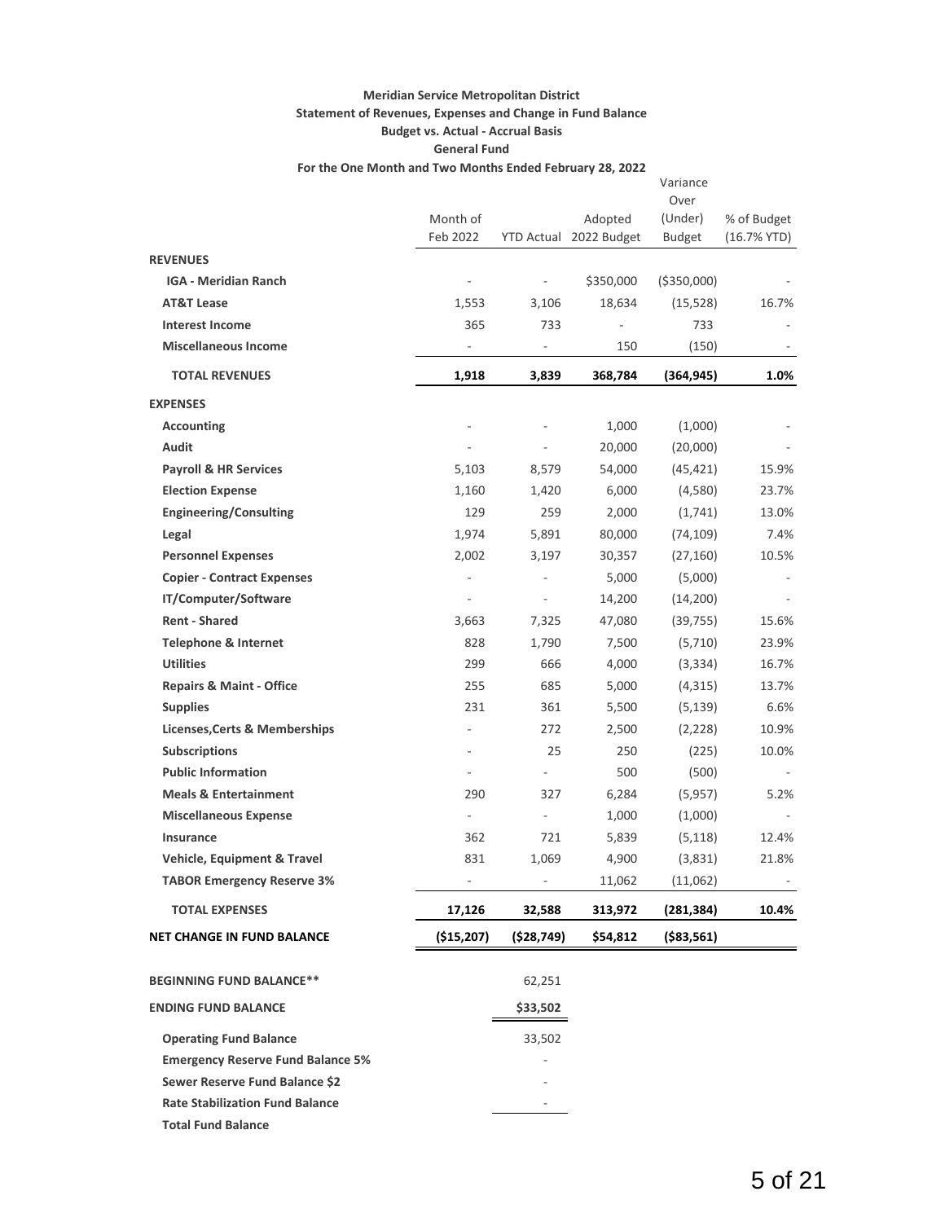**Meridian Service Metropolitan District**
**Statement of Revenues, Expenses and Change in Fund Balance**
**Budget vs. Actual - Accrual Basis**
**General Fund**
**For the One Month and Two Months Ended February 28, 2022**

| | Month of Feb 2022 | YTD Actual | Adopted 2022 Budget | Variance Over (Under) Budget | % of Budget (16.7% YTD) |
|---|---|---|---|---|---|
| **REVENUES** | | | | | |
| **IGA - Meridian Ranch** | - | - | \$350,000 | (\$350,000) | - |
| **AT&T Lease** | 1,553 | 3,106 | 18,634 | (15,528) | 16.7% |
| **Interest Income** | 365 | 733 | - | 733 | - |
| **Miscellaneous Income** | - | - | 150 | (150) | - |
| **TOTAL REVENUES** | **1,918** | **3,839** | **368,784** | **(364,945)** | **1.0%** |
| **EXPENSES** | | | | | |
| **Accounting** | - | - | 1,000 | (1,000) | - |
| **Audit** | - | - | 20,000 | (20,000) | - |
| **Payroll & HR Services** | 5,103 | 8,579 | 54,000 | (45,421) | 15.9% |
| **Election Expense** | 1,160 | 1,420 | 6,000 | (4,580) | 23.7% |
| **Engineering/Consulting** | 129 | 259 | 2,000 | (1,741) | 13.0% |
| **Legal** | 1,974 | 5,891 | 80,000 | (74,109) | 7.4% |
| **Personnel Expenses** | 2,002 | 3,197 | 30,357 | (27,160) | 10.5% |
| **Copier - Contract Expenses** | - | - | 5,000 | (5,000) | - |
| **IT/Computer/Software** | - | - | 14,200 | (14,200) | - |
| **Rent - Shared** | 3,663 | 7,325 | 47,080 | (39,755) | 15.6% |
| **Telephone & Internet** | 828 | 1,790 | 7,500 | (5,710) | 23.9% |
| **Utilities** | 299 | 666 | 4,000 | (3,334) | 16.7% |
| **Repairs & Maint - Office** | 255 | 685 | 5,000 | (4,315) | 13.7% |
| **Supplies** | 231 | 361 | 5,500 | (5,139) | 6.6% |
| **Licenses,Certs & Memberships** | - | 272 | 2,500 | (2,228) | 10.9% |
| **Subscriptions** | - | 25 | 250 | (225) | 10.0% |
| **Public Information** | - | - | 500 | (500) | - |
| **Meals & Entertainment** | 290 | 327 | 6,284 | (5,957) | 5.2% |
| **Miscellaneous Expense** | - | - | 1,000 | (1,000) | - |
| **Insurance** | 362 | 721 | 5,839 | (5,118) | 12.4% |
| **Vehicle, Equipment & Travel** | 831 | 1,069 | 4,900 | (3,831) | 21.8% |
| **TABOR Emergency Reserve 3%** | - | - | 11,062 | (11,062) | - |
| **TOTAL EXPENSES** | **17,126** | **32,588** | **313,972** | **(281,384)** | **10.4%** |
| **NET CHANGE IN FUND BALANCE** | **(\$15,207)** | **(\$28,749)** | **\$54,812** | **(\$83,561)** | |
| | | | | | |
| **BEGINNING FUND BALANCE**** | | 62,251 | | | |
| **ENDING FUND BALANCE** | | **\$33,502** | | | |
| | | | | | |
| **Operating Fund Balance** | | 33,502 | | | |
| **Emergency Reserve Fund Balance 5%** | | - | | | |
| **Sewer Reserve Fund Balance \$2** | | - | | | |
| **Rate Stabilization Fund Balance** | | - | | | |
| **Total Fund Balance** | | | | | |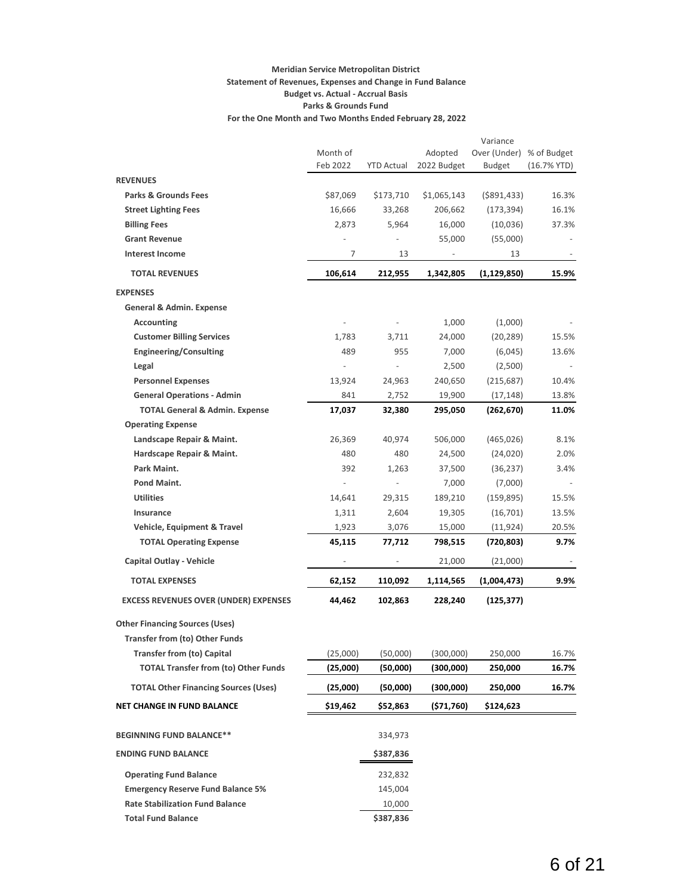**Meridian Service Metropolitan District**
**Statement of Revenues, Expenses and Change in Fund Balance**
**Budget vs. Actual - Accrual Basis**
**Parks & Grounds Fund**
**For the One Month and Two Months Ended February 28, 2022**

| | Month of Feb 2022 | YTD Actual | Adopted 2022 Budget | Variance Over (Under) Budget | % of Budget (16.7% YTD) |
|---|---|---|---|---|---|
| **REVENUES** | | | | | |
| **Parks & Grounds Fees** | $87,069 | $173,710 | $1,065,143 | ($891,433) | 16.3% |
| **Street Lighting Fees** | 16,666 | 33,268 | 206,662 | (173,394) | 16.1% |
| **Billing Fees** | 2,873 | 5,964 | 16,000 | (10,036) | 37.3% |
| **Grant Revenue** | - | - | 55,000 | (55,000) | - |
| **Interest Income** | 7 | 13 | - | 13 | - |
| **TOTAL REVENUES** | **106,614** | **212,955** | **1,342,805** | **(1,129,850)** | **15.9%** |
| **EXPENSES** | | | | | |
| **General & Admin. Expense** | | | | | |
| **Accounting** | - | - | 1,000 | (1,000) | - |
| **Customer Billing Services** | 1,783 | 3,711 | 24,000 | (20,289) | 15.5% |
| **Engineering/Consulting** | 489 | 955 | 7,000 | (6,045) | 13.6% |
| **Legal** | - | - | 2,500 | (2,500) | - |
| **Personnel Expenses** | 13,924 | 24,963 | 240,650 | (215,687) | 10.4% |
| **General Operations - Admin** | 841 | 2,752 | 19,900 | (17,148) | 13.8% |
| **TOTAL General & Admin. Expense** | **17,037** | **32,380** | **295,050** | **(262,670)** | **11.0%** |
| **Operating Expense** | | | | | |
| **Landscape Repair & Maint.** | 26,369 | 40,974 | 506,000 | (465,026) | 8.1% |
| **Hardscape Repair & Maint.** | 480 | 480 | 24,500 | (24,020) | 2.0% |
| **Park Maint.** | 392 | 1,263 | 37,500 | (36,237) | 3.4% |
| **Pond Maint.** | - | - | 7,000 | (7,000) | - |
| **Utilities** | 14,641 | 29,315 | 189,210 | (159,895) | 15.5% |
| **Insurance** | 1,311 | 2,604 | 19,305 | (16,701) | 13.5% |
| **Vehicle, Equipment & Travel** | 1,923 | 3,076 | 15,000 | (11,924) | 20.5% |
| **TOTAL Operating Expense** | **45,115** | **77,712** | **798,515** | **(720,803)** | **9.7%** |
| **Capital Outlay - Vehicle** | - | - | 21,000 | (21,000) | - |
| **TOTAL EXPENSES** | **62,152** | **110,092** | **1,114,565** | **(1,004,473)** | **9.9%** |
| **EXCESS REVENUES OVER (UNDER) EXPENSES** | **44,462** | **102,863** | **228,240** | **(125,377)** | |
| **Other Financing Sources (Uses)** | | | | | |
| **Transfer from (to) Other Funds** | | | | | |
| **Transfer from (to) Capital** | (25,000) | (50,000) | (300,000) | 250,000 | 16.7% |
| **TOTAL Transfer from (to) Other Funds** | **(25,000)** | **(50,000)** | **(300,000)** | **250,000** | **16.7%** |
| **TOTAL Other Financing Sources (Uses)** | **(25,000)** | **(50,000)** | **(300,000)** | **250,000** | **16.7%** |
| **NET CHANGE IN FUND BALANCE** | **$19,462** | **$52,863** | **($71,760)** | **$124,623** | |
| **BEGINNING FUND BALANCE**** | | 334,973 | | | |
| **ENDING FUND BALANCE** | | **$387,836** | | | |
| **Operating Fund Balance** | | 232,832 | | | |
| **Emergency Reserve Fund Balance 5%** | | 145,004 | | | |
| **Rate Stabilization Fund Balance** | | 10,000 | | | |
| **Total Fund Balance** | | **$387,836** | | | |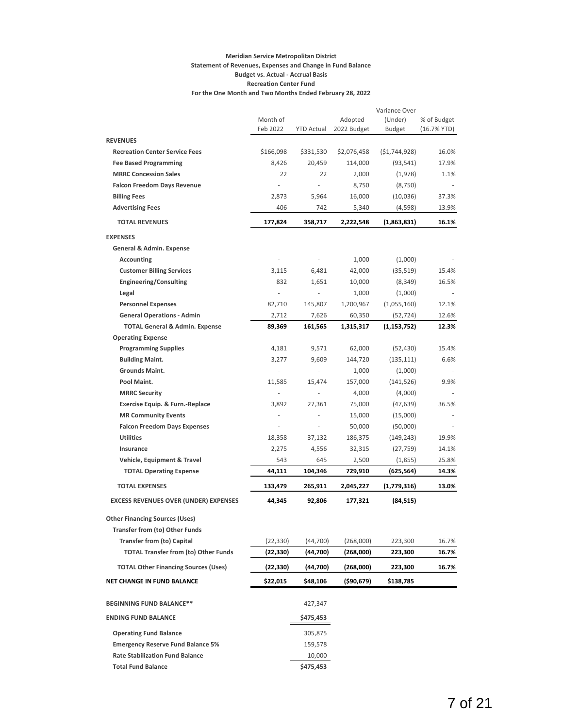**Meridian Service Metropolitan District**
**Statement of Revenues, Expenses and Change in Fund Balance**
**Budget vs. Actual - Accrual Basis**
**Recreation Center Fund**
**For the One Month and Two Months Ended February 28, 2022**

| | Month of Feb 2022 | YTD Actual | Adopted 2022 Budget | Variance Over (Under) Budget | % of Budget (16.7% YTD) |
|---|---|---|---|---|---|
| **REVENUES** | | | | | |
| **Recreation Center Service Fees** | $166,098 | $331,530 | $2,076,458 | ($1,744,928) | 16.0% |
| **Fee Based Programming** | 8,426 | 20,459 | 114,000 | (93,541) | 17.9% |
| **MRRC Concession Sales** | 22 | 22 | 2,000 | (1,978) | 1.1% |
| **Falcon Freedom Days Revenue** | - | - | 8,750 | (8,750) | - |
| **Billing Fees** | 2,873 | 5,964 | 16,000 | (10,036) | 37.3% |
| **Advertising Fees** | 406 | 742 | 5,340 | (4,598) | 13.9% |
| **TOTAL REVENUES** | **177,824** | **358,717** | **2,222,548** | **(1,863,831)** | **16.1%** |
| **EXPENSES** | | | | | |
| **General & Admin. Expense** | | | | | |
| **Accounting** | - | - | 1,000 | (1,000) | - |
| **Customer Billing Services** | 3,115 | 6,481 | 42,000 | (35,519) | 15.4% |
| **Engineering/Consulting** | 832 | 1,651 | 10,000 | (8,349) | 16.5% |
| **Legal** | - | - | 1,000 | (1,000) | - |
| **Personnel Expenses** | 82,710 | 145,807 | 1,200,967 | (1,055,160) | 12.1% |
| **General Operations - Admin** | 2,712 | 7,626 | 60,350 | (52,724) | 12.6% |
| **TOTAL General & Admin. Expense** | **89,369** | **161,565** | **1,315,317** | **(1,153,752)** | **12.3%** |
| **Operating Expense** | | | | | |
| **Programming Supplies** | 4,181 | 9,571 | 62,000 | (52,430) | 15.4% |
| **Building Maint.** | 3,277 | 9,609 | 144,720 | (135,111) | 6.6% |
| **Grounds Maint.** | - | - | 1,000 | (1,000) | - |
| **Pool Maint.** | 11,585 | 15,474 | 157,000 | (141,526) | 9.9% |
| **MRRC Security** | - | - | 4,000 | (4,000) | - |
| **Exercise Equip. & Furn.-Replace** | 3,892 | 27,361 | 75,000 | (47,639) | 36.5% |
| **MR Community Events** | - | - | 15,000 | (15,000) | - |
| **Falcon Freedom Days Expenses** | - | - | 50,000 | (50,000) | - |
| **Utilities** | 18,358 | 37,132 | 186,375 | (149,243) | 19.9% |
| **Insurance** | 2,275 | 4,556 | 32,315 | (27,759) | 14.1% |
| **Vehicle, Equipment & Travel** | 543 | 645 | 2,500 | (1,855) | 25.8% |
| **TOTAL Operating Expense** | **44,111** | **104,346** | **729,910** | **(625,564)** | **14.3%** |
| **TOTAL EXPENSES** | **133,479** | **265,911** | **2,045,227** | **(1,779,316)** | **13.0%** |
| **EXCESS REVENUES OVER (UNDER) EXPENSES** | **44,345** | **92,806** | **177,321** | **(84,515)** | |
| **Other Financing Sources (Uses)** | | | | | |
| **Transfer from (to) Other Funds** | | | | | |
| **Transfer from (to) Capital** | (22,330) | (44,700) | (268,000) | 223,300 | 16.7% |
| **TOTAL Transfer from (to) Other Funds** | **(22,330)** | **(44,700)** | **(268,000)** | **223,300** | **16.7%** |
| **TOTAL Other Financing Sources (Uses)** | **(22,330)** | **(44,700)** | **(268,000)** | **223,300** | **16.7%** |
| **NET CHANGE IN FUND BALANCE** | **$22,015** | **$48,106** | **($90,679)** | **$138,785** | |
| **BEGINNING FUND BALANCE**** | | 427,347 | | | |
| **ENDING FUND BALANCE** | | $475,453 | | | |
| **Operating Fund Balance** | | 305,875 | | | |
| **Emergency Reserve Fund Balance 5%** | | 159,578 | | | |
| **Rate Stabilization Fund Balance** | | 10,000 | | | |
| **Total Fund Balance** | | $475,453 | | | |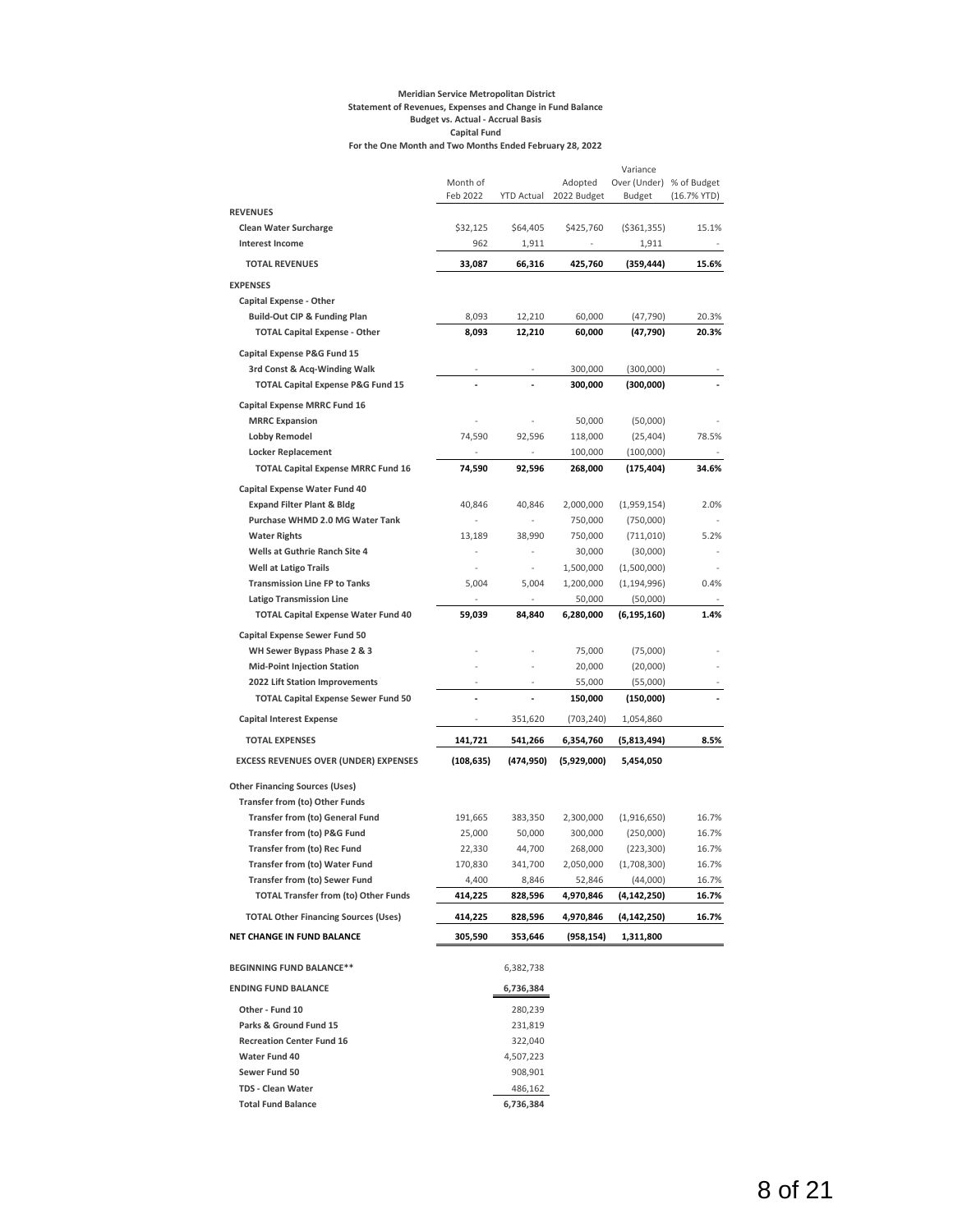**Meridian Service Metropolitan District**
**Statement of Revenues, Expenses and Change in Fund Balance**
**Budget vs. Actual - Accrual Basis**
**Capital Fund**
**For the One Month and Two Months Ended February 28, 2022**

| | Month of Feb 2022 | YTD Actual | Adopted 2022 Budget | Variance Over (Under) Budget | % of Budget (16.7% YTD) |
|---|---|---|---|---|---|
| **REVENUES** | | | | | |
| **Clean Water Surcharge** | $32,125 | $64,405 | $425,760 | ($361,355) | 15.1% |
| **Interest Income** | 962 | 1,911 | - | 1,911 | - |
| **TOTAL REVENUES** | **33,087** | **66,316** | **425,760** | **(359,444)** | **15.6%** |
| **EXPENSES** | | | | | |
| **Capital Expense - Other** | | | | | |
| **Build-Out CIP & Funding Plan** | 8,093 | 12,210 | 60,000 | (47,790) | 20.3% |
| **TOTAL Capital Expense - Other** | **8,093** | **12,210** | **60,000** | **(47,790)** | **20.3%** |
| **Capital Expense P&G Fund 15** | | | | | |
| **3rd Const & Acq-Winding Walk** | - | - | 300,000 | (300,000) | - |
| **TOTAL Capital Expense P&G Fund 15** | **-** | **-** | **300,000** | **(300,000)** | **-** |
| **Capital Expense MRRC Fund 16** | | | | | |
| **MRRC Expansion** | - | - | 50,000 | (50,000) | - |
| **Lobby Remodel** | 74,590 | 92,596 | 118,000 | (25,404) | 78.5% |
| **Locker Replacement** | - | - | 100,000 | (100,000) | - |
| **TOTAL Capital Expense MRRC Fund 16** | **74,590** | **92,596** | **268,000** | **(175,404)** | **34.6%** |
| **Capital Expense Water Fund 40** | | | | | |
| **Expand Filter Plant & Bldg** | 40,846 | 40,846 | 2,000,000 | (1,959,154) | 2.0% |
| **Purchase WHMD 2.0 MG Water Tank** | - | - | 750,000 | (750,000) | - |
| **Water Rights** | 13,189 | 38,990 | 750,000 | (711,010) | 5.2% |
| **Wells at Guthrie Ranch Site 4** | - | - | 30,000 | (30,000) | - |
| **Well at Latigo Trails** | - | - | 1,500,000 | (1,500,000) | - |
| **Transmission Line FP to Tanks** | 5,004 | 5,004 | 1,200,000 | (1,194,996) | 0.4% |
| **Latigo Transmission Line** | - | - | 50,000 | (50,000) | - |
| **TOTAL Capital Expense Water Fund 40** | **59,039** | **84,840** | **6,280,000** | **(6,195,160)** | **1.4%** |
| **Capital Expense Sewer Fund 50** | | | | | |
| **WH Sewer Bypass Phase 2 & 3** | - | - | 75,000 | (75,000) | - |
| **Mid-Point Injection Station** | - | - | 20,000 | (20,000) | - |
| **2022 Lift Station Improvements** | - | - | 55,000 | (55,000) | - |
| **TOTAL Capital Expense Sewer Fund 50** | **-** | **-** | **150,000** | **(150,000)** | **-** |
| **Capital Interest Expense** | - | 351,620 | (703,240) | 1,054,860 | |
| **TOTAL EXPENSES** | **141,721** | **541,266** | **6,354,760** | **(5,813,494)** | **8.5%** |
| **EXCESS REVENUES OVER (UNDER) EXPENSES** | **(108,635)** | **(474,950)** | **(5,929,000)** | **5,454,050** | |
| **Other Financing Sources (Uses)** | | | | | |
| **Transfer from (to) Other Funds** | | | | | |
| **Transfer from (to) General Fund** | 191,665 | 383,350 | 2,300,000 | (1,916,650) | 16.7% |
| **Transfer from (to) P&G Fund** | 25,000 | 50,000 | 300,000 | (250,000) | 16.7% |
| **Transfer from (to) Rec Fund** | 22,330 | 44,700 | 268,000 | (223,300) | 16.7% |
| **Transfer from (to) Water Fund** | 170,830 | 341,700 | 2,050,000 | (1,708,300) | 16.7% |
| **Transfer from (to) Sewer Fund** | 4,400 | 8,846 | 52,846 | (44,000) | 16.7% |
| **TOTAL Transfer from (to) Other Funds** | **414,225** | **828,596** | **4,970,846** | **(4,142,250)** | **16.7%** |
| **TOTAL Other Financing Sources (Uses)** | **414,225** | **828,596** | **4,970,846** | **(4,142,250)** | **16.7%** |
| **NET CHANGE IN FUND BALANCE** | **305,590** | **353,646** | **(958,154)** | **1,311,800** | |
| **BEGINNING FUND BALANCE**** | | 6,382,738 | | | |
| **ENDING FUND BALANCE** | | **6,736,384** | | | |
| **Other - Fund 10** | | 280,239 | | | |
| **Parks & Ground Fund 15** | | 231,819 | | | |
| **Recreation Center Fund 16** | | 322,040 | | | |
| **Water Fund 40** | | 4,507,223 | | | |
| **Sewer Fund 50** | | 908,901 | | | |
| **TDS - Clean Water** | | 486,162 | | | |
| **Total Fund Balance** | | **6,736,384** | | | |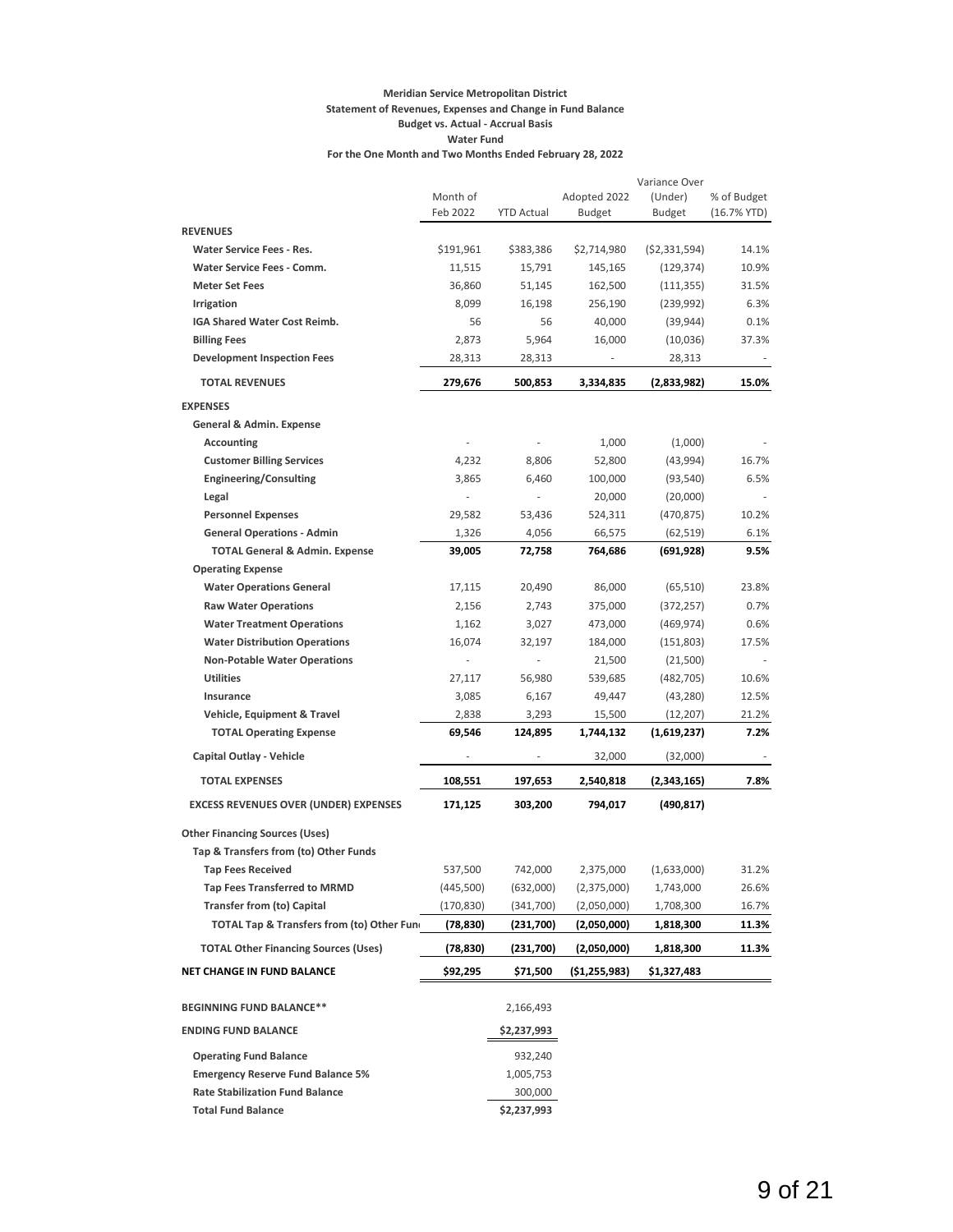**Meridian Service Metropolitan District**
**Statement of Revenues, Expenses and Change in Fund Balance**
**Budget vs. Actual - Accrual Basis**
**Water Fund**
**For the One Month and Two Months Ended February 28, 2022**

| | Month of Feb 2022 | YTD Actual | Adopted 2022 Budget | Variance Over (Under) Budget | % of Budget (16.7% YTD) |
|---|---|---|---|---|---|
| **REVENUES** | | | | | |
| **Water Service Fees - Res.** | $191,961 | $383,386 | $2,714,980 | ($2,331,594) | 14.1% |
| **Water Service Fees - Comm.** | 11,515 | 15,791 | 145,165 | (129,374) | 10.9% |
| **Meter Set Fees** | 36,860 | 51,145 | 162,500 | (111,355) | 31.5% |
| **Irrigation** | 8,099 | 16,198 | 256,190 | (239,992) | 6.3% |
| **IGA Shared Water Cost Reimb.** | 56 | 56 | 40,000 | (39,944) | 0.1% |
| **Billing Fees** | 2,873 | 5,964 | 16,000 | (10,036) | 37.3% |
| **Development Inspection Fees** | 28,313 | 28,313 | - | 28,313 | - |
| **TOTAL REVENUES** | **279,676** | **500,853** | **3,334,835** | **(2,833,982)** | **15.0%** |
| **EXPENSES** | | | | | |
| **General & Admin. Expense** | | | | | |
| **Accounting** | - | - | 1,000 | (1,000) | - |
| **Customer Billing Services** | 4,232 | 8,806 | 52,800 | (43,994) | 16.7% |
| **Engineering/Consulting** | 3,865 | 6,460 | 100,000 | (93,540) | 6.5% |
| **Legal** | - | - | 20,000 | (20,000) | - |
| **Personnel Expenses** | 29,582 | 53,436 | 524,311 | (470,875) | 10.2% |
| **General Operations - Admin** | 1,326 | 4,056 | 66,575 | (62,519) | 6.1% |
| **TOTAL General & Admin. Expense** | **39,005** | **72,758** | **764,686** | **(691,928)** | **9.5%** |
| **Operating Expense** | | | | | |
| **Water Operations General** | 17,115 | 20,490 | 86,000 | (65,510) | 23.8% |
| **Raw Water Operations** | 2,156 | 2,743 | 375,000 | (372,257) | 0.7% |
| **Water Treatment Operations** | 1,162 | 3,027 | 473,000 | (469,974) | 0.6% |
| **Water Distribution Operations** | 16,074 | 32,197 | 184,000 | (151,803) | 17.5% |
| **Non-Potable Water Operations** | - | - | 21,500 | (21,500) | - |
| **Utilities** | 27,117 | 56,980 | 539,685 | (482,705) | 10.6% |
| **Insurance** | 3,085 | 6,167 | 49,447 | (43,280) | 12.5% |
| **Vehicle, Equipment & Travel** | 2,838 | 3,293 | 15,500 | (12,207) | 21.2% |
| **TOTAL Operating Expense** | **69,546** | **124,895** | **1,744,132** | **(1,619,237)** | **7.2%** |
| **Capital Outlay - Vehicle** | - | - | 32,000 | (32,000) | - |
| **TOTAL EXPENSES** | **108,551** | **197,653** | **2,540,818** | **(2,343,165)** | **7.8%** |
| **EXCESS REVENUES OVER (UNDER) EXPENSES** | **171,125** | **303,200** | **794,017** | **(490,817)** | |
| **Other Financing Sources (Uses)** | | | | | |
| **Tap & Transfers from (to) Other Funds** | | | | | |
| **Tap Fees Received** | 537,500 | 742,000 | 2,375,000 | (1,633,000) | 31.2% |
| **Tap Fees Transferred to MRMD** | (445,500) | (632,000) | (2,375,000) | 1,743,000 | 26.6% |
| **Transfer from (to) Capital** | (170,830) | (341,700) | (2,050,000) | 1,708,300 | 16.7% |
| **TOTAL Tap & Transfers from (to) Other Fun** | **(78,830)** | **(231,700)** | **(2,050,000)** | **1,818,300** | **11.3%** |
| **TOTAL Other Financing Sources (Uses)** | **(78,830)** | **(231,700)** | **(2,050,000)** | **1,818,300** | **11.3%** |
| **NET CHANGE IN FUND BALANCE** | **$92,295** | **$71,500** | **($1,255,983)** | **$1,327,483** | |
| **BEGINNING FUND BALANCE**\*\* | | 2,166,493 | | | |
| **ENDING FUND BALANCE** | | **$2,237,993** | | | |
| **Operating Fund Balance** | | 932,240 | | | |
| **Emergency Reserve Fund Balance 5%** | | 1,005,753 | | | |
| **Rate Stabilization Fund Balance** | | 300,000 | | | |
| **Total Fund Balance** | | **$2,237,993** | | | |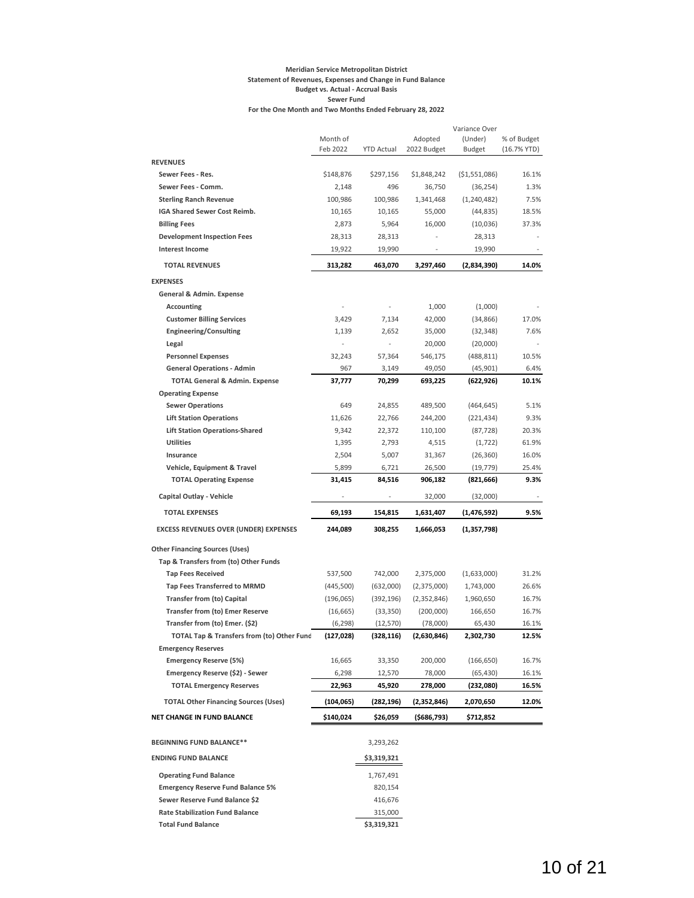**Meridian Service Metropolitan District**
**Statement of Revenues, Expenses and Change in Fund Balance**
**Budget vs. Actual - Accrual Basis**
**Sewer Fund**
**For the One Month and Two Months Ended February 28, 2022**

| | Month of Feb 2022 | YTD Actual | Adopted 2022 Budget | Variance Over (Under) Budget | % of Budget (16.7% YTD) |
|---|---|---|---|---|---|
| **REVENUES** | | | | | |
| **Sewer Fees - Res.** | $148,876 | $297,156 | $1,848,242 | ($1,551,086) | 16.1% |
| **Sewer Fees - Comm.** | 2,148 | 496 | 36,750 | (36,254) | 1.3% |
| **Sterling Ranch Revenue** | 100,986 | 100,986 | 1,341,468 | (1,240,482) | 7.5% |
| **IGA Shared Sewer Cost Reimb.** | 10,165 | 10,165 | 55,000 | (44,835) | 18.5% |
| **Billing Fees** | 2,873 | 5,964 | 16,000 | (10,036) | 37.3% |
| **Development Inspection Fees** | 28,313 | 28,313 | - | 28,313 | - |
| **Interest Income** | 19,922 | 19,990 | - | 19,990 | - |
| **TOTAL REVENUES** | **313,282** | **463,070** | **3,297,460** | **(2,834,390)** | **14.0%** |
| **EXPENSES** | | | | | |
| **General & Admin. Expense** | | | | | |
| **Accounting** | - | - | 1,000 | (1,000) | - |
| **Customer Billing Services** | 3,429 | 7,134 | 42,000 | (34,866) | 17.0% |
| **Engineering/Consulting** | 1,139 | 2,652 | 35,000 | (32,348) | 7.6% |
| **Legal** | - | - | 20,000 | (20,000) | - |
| **Personnel Expenses** | 32,243 | 57,364 | 546,175 | (488,811) | 10.5% |
| **General Operations - Admin** | 967 | 3,149 | 49,050 | (45,901) | 6.4% |
| **TOTAL General & Admin. Expense** | **37,777** | **70,299** | **693,225** | **(622,926)** | **10.1%** |
| **Operating Expense** | | | | | |
| **Sewer Operations** | 649 | 24,855 | 489,500 | (464,645) | 5.1% |
| **Lift Station Operations** | 11,626 | 22,766 | 244,200 | (221,434) | 9.3% |
| **Lift Station Operations-Shared** | 9,342 | 22,372 | 110,100 | (87,728) | 20.3% |
| **Utilities** | 1,395 | 2,793 | 4,515 | (1,722) | 61.9% |
| **Insurance** | 2,504 | 5,007 | 31,367 | (26,360) | 16.0% |
| **Vehicle, Equipment & Travel** | 5,899 | 6,721 | 26,500 | (19,779) | 25.4% |
| **TOTAL Operating Expense** | **31,415** | **84,516** | **906,182** | **(821,666)** | **9.3%** |
| **Capital Outlay - Vehicle** | - | - | 32,000 | (32,000) | - |
| **TOTAL EXPENSES** | **69,193** | **154,815** | **1,631,407** | **(1,476,592)** | **9.5%** |
| **EXCESS REVENUES OVER (UNDER) EXPENSES** | **244,089** | **308,255** | **1,666,053** | **(1,357,798)** | |
| **Other Financing Sources (Uses)** | | | | | |
| **Tap & Transfers from (to) Other Funds** | | | | | |
| **Tap Fees Received** | 537,500 | 742,000 | 2,375,000 | (1,633,000) | 31.2% |
| **Tap Fees Transferred to MRMD** | (445,500) | (632,000) | (2,375,000) | 1,743,000 | 26.6% |
| **Transfer from (to) Capital** | (196,065) | (392,196) | (2,352,846) | 1,960,650 | 16.7% |
| **Transfer from (to) Emer Reserve** | (16,665) | (33,350) | (200,000) | 166,650 | 16.7% |
| **Transfer from (to) Emer. ($2)** | (6,298) | (12,570) | (78,000) | 65,430 | 16.1% |
| **TOTAL Tap & Transfers from (to) Other Fund** | **(127,028)** | **(328,116)** | **(2,630,846)** | **2,302,730** | **12.5%** |
| **Emergency Reserves** | | | | | |
| **Emergency Reserve (5%)** | 16,665 | 33,350 | 200,000 | (166,650) | 16.7% |
| **Emergency Reserve ($2) - Sewer** | 6,298 | 12,570 | 78,000 | (65,430) | 16.1% |
| **TOTAL Emergency Reserves** | **22,963** | **45,920** | **278,000** | **(232,080)** | **16.5%** |
| **TOTAL Other Financing Sources (Uses)** | **(104,065)** | **(282,196)** | **(2,352,846)** | **2,070,650** | **12.0%** |
| **NET CHANGE IN FUND BALANCE** | **$140,024** | **$26,059** | **($686,793)** | **$712,852** | |
| **BEGINNING FUND BALANCE\*\*** | | 3,293,262 | | | |
| **ENDING FUND BALANCE** | | $3,319,321 | | | |
| **Operating Fund Balance** | | 1,767,491 | | | |
| **Emergency Reserve Fund Balance 5%** | | 820,154 | | | |
| **Sewer Reserve Fund Balance $2** | | 416,676 | | | |
| **Rate Stabilization Fund Balance** | | 315,000 | | | |
| **Total Fund Balance** | | $3,319,321 | | | |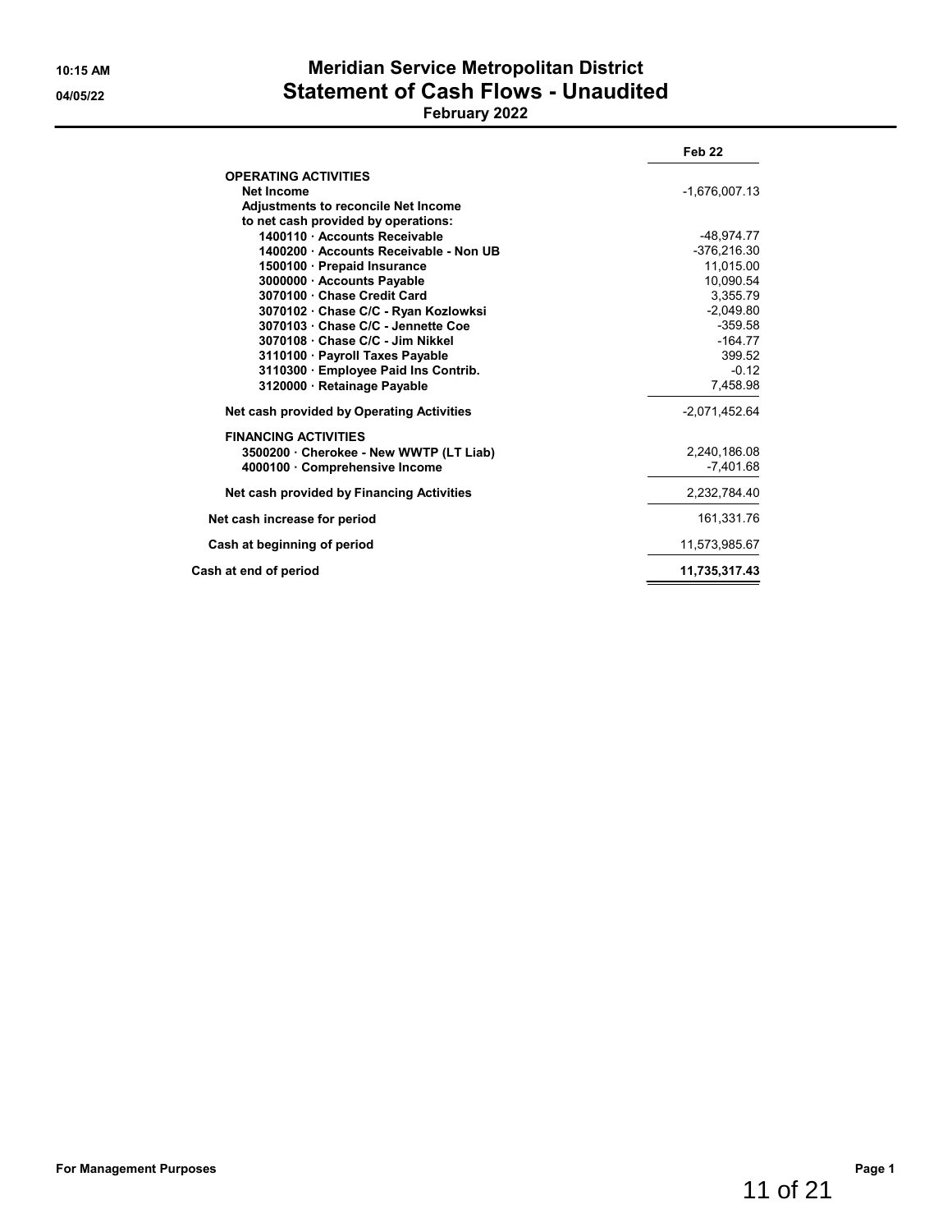# Meridian Service Metropolitan District

## Statement of Cash Flows - Unaudited

**February 2022**

10:15 AM
04/05/22

| | Feb 22 |
|---|---|
| **OPERATING ACTIVITIES** | |
| **Net Income** | -1,676,007.13 |
| **Adjustments to reconcile Net Income** | |
| **to net cash provided by operations:** | |
| **1400110 · Accounts Receivable** | -48,974.77 |
| **1400200 · Accounts Receivable - Non UB** | -376,216.30 |
| **1500100 · Prepaid Insurance** | 11,015.00 |
| **3000000 · Accounts Payable** | 10,090.54 |
| **3070100 · Chase Credit Card** | 3,355.79 |
| **3070102 · Chase C/C - Ryan Kozlowksi** | -2,049.80 |
| **3070103 · Chase C/C - Jennette Coe** | -359.58 |
| **3070108 · Chase C/C - Jim Nikkel** | -164.77 |
| **3110100 · Payroll Taxes Payable** | 399.52 |
| **3110300 · Employee Paid Ins Contrib.** | -0.12 |
| **3120000 · Retainage Payable** | 7,458.98 |
| **Net cash provided by Operating Activities** | -2,071,452.64 |
| **FINANCING ACTIVITIES** | |
| **3500200 · Cherokee - New WWTP (LT Liab)** | 2,240,186.08 |
| **4000100 · Comprehensive Income** | -7,401.68 |
| **Net cash provided by Financing Activities** | 2,232,784.40 |
| **Net cash increase for period** | 161,331.76 |
| **Cash at beginning of period** | 11,573,985.67 |
| **Cash at end of period** | **11,735,317.43** |

**For Management Purposes**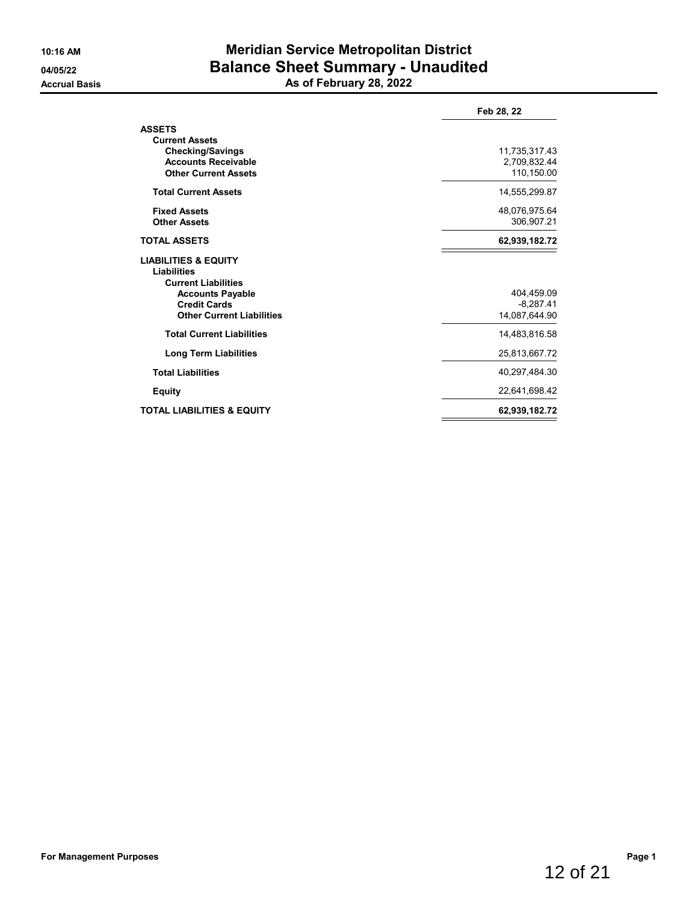10:16 AM
04/05/22
Accrual Basis

# Meridian Service Metropolitan District
## Balance Sheet Summary - Unaudited
### As of February 28, 2022

| | Feb 28, 22 |
|---|---|
| **ASSETS** | |
| **Current Assets** | |
| **Checking/Savings** | 11,735,317.43 |
| **Accounts Receivable** | 2,709,832.44 |
| **Other Current Assets** | 110,150.00 |
| **Total Current Assets** | 14,555,299.87 |
| **Fixed Assets** | 48,076,975.64 |
| **Other Assets** | 306,907.21 |
| **TOTAL ASSETS** | **62,939,182.72** |
| **LIABILITIES & EQUITY** | |
| **Liabilities** | |
| **Current Liabilities** | |
| **Accounts Payable** | 404,459.09 |
| **Credit Cards** | -8,287.41 |
| **Other Current Liabilities** | 14,087,644.90 |
| **Total Current Liabilities** | 14,483,816.58 |
| **Long Term Liabilities** | 25,813,667.72 |
| **Total Liabilities** | 40,297,484.30 |
| **Equity** | 22,641,698.42 |
| **TOTAL LIABILITIES & EQUITY** | **62,939,182.72** |

**For Management Purposes**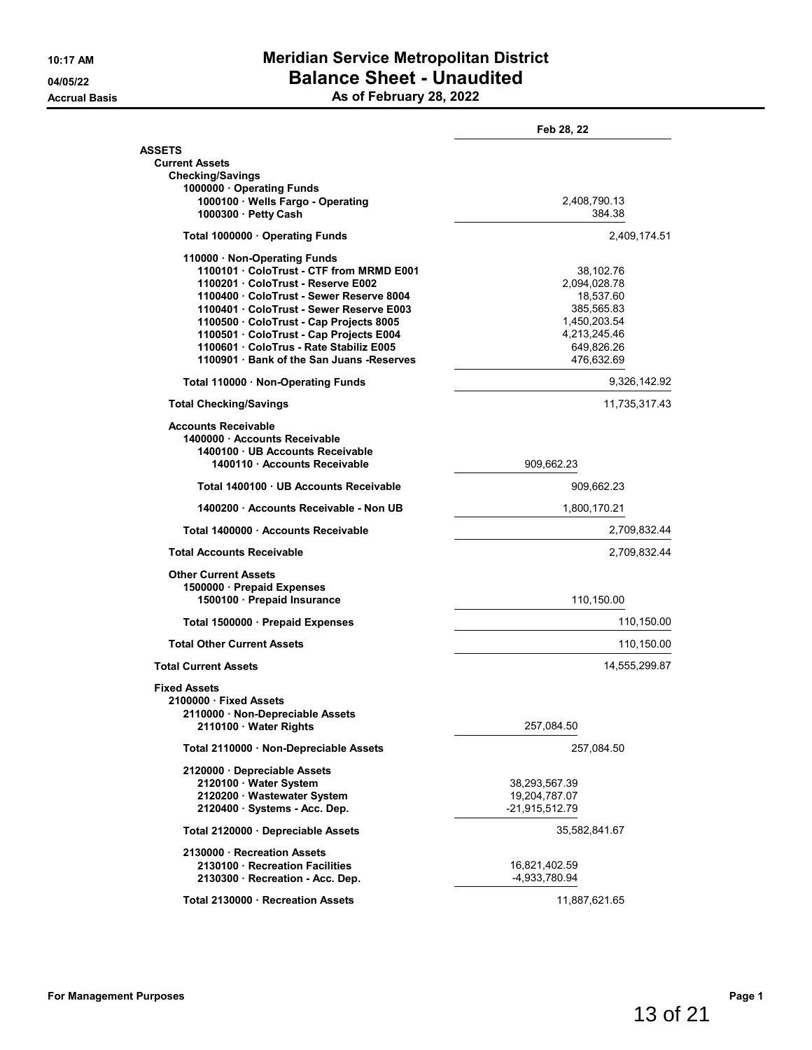# Meridian Service Metropolitan District

## Balance Sheet - Unaudited

### As of February 28, 2022

10:17 AM
04/05/22
Accrual Basis

| | | | Feb 28, 22 |
|---|---|---|---|
| **ASSETS** | | | |
| **Current Assets** | | | |
| **Checking/Savings** | | | |
| **1000000 · Operating Funds** | | | |
| **1000100 · Wells Fargo - Operating** | | 2,408,790.13 | |
| **1000300 · Petty Cash** | | 384.38 | |
| **Total 1000000 · Operating Funds** | | | 2,409,174.51 |
| **110000 · Non-Operating Funds** | | | |
| **1100101 · ColoTrust - CTF from MRMD E001** | | 38,102.76 | |
| **1100201 · ColoTrust - Reserve E002** | | 2,094,028.78 | |
| **1100400 · ColoTrust - Sewer Reserve 8004** | | 18,537.60 | |
| **1100401 · ColoTrust - Sewer Reserve E003** | | 385,565.83 | |
| **1100500 · ColoTrust - Cap Projects 8005** | | 1,450,203.54 | |
| **1100501 · ColoTrust - Cap Projects E004** | | 4,213,245.46 | |
| **1100601 · ColoTrus - Rate Stabiliz E005** | | 649,826.26 | |
| **1100901 · Bank of the San Juans -Reserves** | | 476,632.69 | |
| **Total 110000 · Non-Operating Funds** | | | 9,326,142.92 |
| **Total Checking/Savings** | | | 11,735,317.43 |
| **Accounts Receivable** | | | |
| **1400000 · Accounts Receivable** | | | |
| **1400100 · UB Accounts Receivable** | | | |
| **1400110 · Accounts Receivable** | 909,662.23 | | |
| **Total 1400100 · UB Accounts Receivable** | | 909,662.23 | |
| **1400200 · Accounts Receivable - Non UB** | | 1,800,170.21 | |
| **Total 1400000 · Accounts Receivable** | | | 2,709,832.44 |
| **Total Accounts Receivable** | | | 2,709,832.44 |
| **Other Current Assets** | | | |
| **1500000 · Prepaid Expenses** | | | |
| **1500100 · Prepaid Insurance** | | 110,150.00 | |
| **Total 1500000 · Prepaid Expenses** | | | 110,150.00 |
| **Total Other Current Assets** | | | 110,150.00 |
| **Total Current Assets** | | | 14,555,299.87 |
| **Fixed Assets** | | | |
| **2100000 · Fixed Assets** | | | |
| **2110000 · Non-Depreciable Assets** | | | |
| **2110100 · Water Rights** | 257,084.50 | | |
| **Total 2110000 · Non-Depreciable Assets** | | 257,084.50 | |
| **2120000 · Depreciable Assets** | | | |
| **2120100 · Water System** | 38,293,567.39 | | |
| **2120200 · Wastewater System** | 19,204,787.07 | | |
| **2120400 · Systems - Acc. Dep.** | -21,915,512.79 | | |
| **Total 2120000 · Depreciable Assets** | | 35,582,841.67 | |
| **2130000 · Recreation Assets** | | | |
| **2130100 · Recreation Facilities** | 16,821,402.59 | | |
| **2130300 · Recreation - Acc. Dep.** | -4,933,780.94 | | |
| **Total 2130000 · Recreation Assets** | | 11,887,621.65 | |

**For Management Purposes**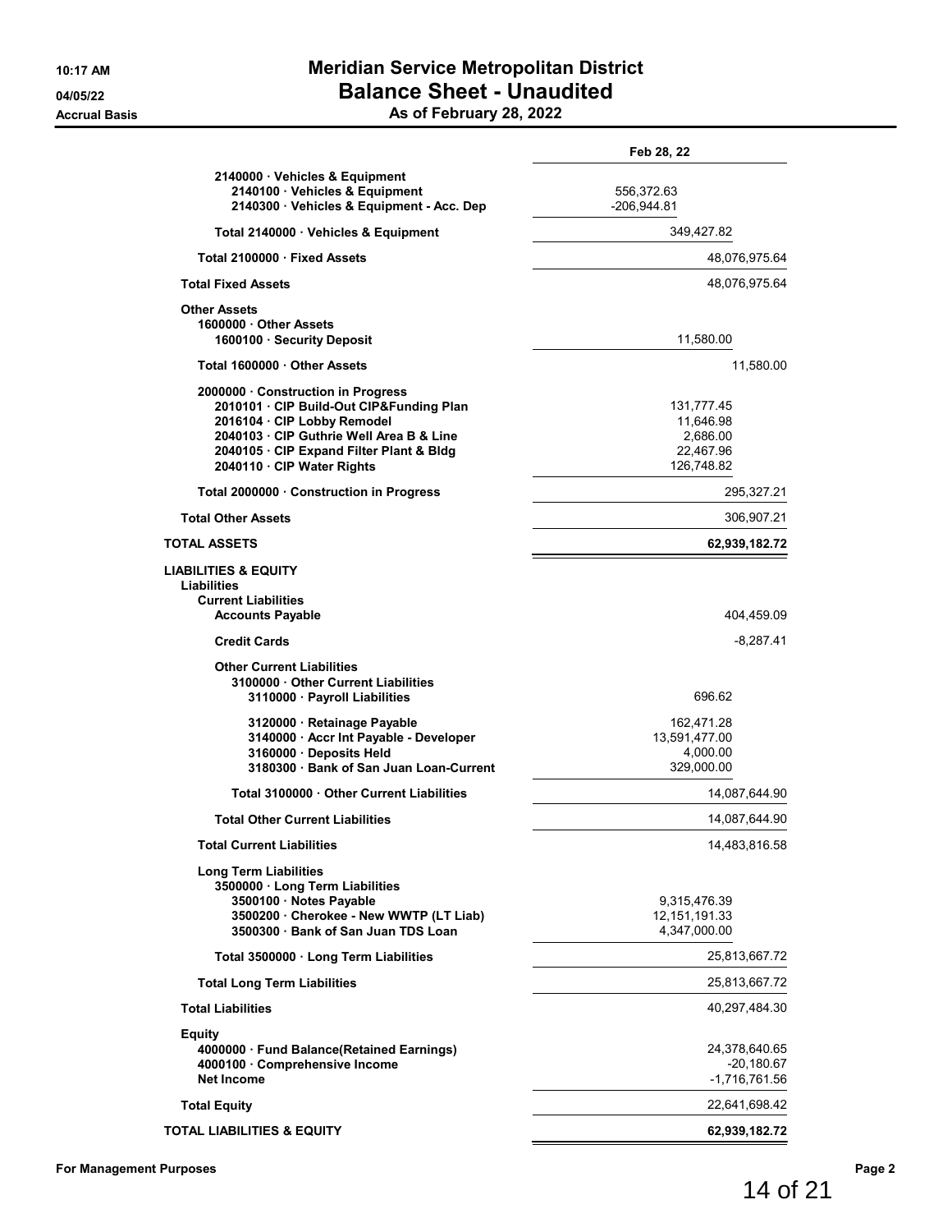# Meridian Service Metropolitan District

## Balance Sheet - Unaudited

### As of February 28, 2022

10:17 AM
04/05/22
Accrual Basis

| | | Feb 28, 22 |
|---|---|---|
| 2140000 · Vehicles & Equipment | | |
| 2140100 · Vehicles & Equipment | 556,372.63 | |
| 2140300 · Vehicles & Equipment - Acc. Dep | -206,944.81 | |
| Total 2140000 · Vehicles & Equipment | 349,427.82 | |
| Total 2100000 · Fixed Assets | | 48,076,975.64 |
| **Total Fixed Assets** | | 48,076,975.64 |
| **Other Assets** | | |
| 1600000 · Other Assets | | |
| 1600100 · Security Deposit | 11,580.00 | |
| Total 1600000 · Other Assets | | 11,580.00 |
| 2000000 · Construction in Progress | | |
| 2010101 · CIP Build-Out CIP&Funding Plan | 131,777.45 | |
| 2016104 · CIP Lobby Remodel | 11,646.98 | |
| 2040103 · CIP Guthrie Well Area B & Line | 2,686.00 | |
| 2040105 · CIP Expand Filter Plant & Bldg | 22,467.96 | |
| 2040110 · CIP Water Rights | 126,748.82 | |
| Total 2000000 · Construction in Progress | | 295,327.21 |
| **Total Other Assets** | | 306,907.21 |
| **TOTAL ASSETS** | | **62,939,182.72** |
| **LIABILITIES & EQUITY** | | |
| **Liabilities** | | |
| **Current Liabilities** | | |
| Accounts Payable | | 404,459.09 |
| Credit Cards | | -8,287.41 |
| Other Current Liabilities | | |
| 3100000 · Other Current Liabilities | | |
| 3110000 · Payroll Liabilities | 696.62 | |
| 3120000 · Retainage Payable | 162,471.28 | |
| 3140000 · Accr Int Payable - Developer | 13,591,477.00 | |
| 3160000 · Deposits Held | 4,000.00 | |
| 3180300 · Bank of San Juan Loan-Current | 329,000.00 | |
| Total 3100000 · Other Current Liabilities | | 14,087,644.90 |
| Total Other Current Liabilities | | 14,087,644.90 |
| **Total Current Liabilities** | | 14,483,816.58 |
| **Long Term Liabilities** | | |
| 3500000 · Long Term Liabilities | | |
| 3500100 · Notes Payable | 9,315,476.39 | |
| 3500200 · Cherokee - New WWTP (LT Liab) | 12,151,191.33 | |
| 3500300 · Bank of San Juan TDS Loan | 4,347,000.00 | |
| Total 3500000 · Long Term Liabilities | | 25,813,667.72 |
| **Total Long Term Liabilities** | | 25,813,667.72 |
| **Total Liabilities** | | 40,297,484.30 |
| **Equity** | | |
| 4000000 · Fund Balance(Retained Earnings) | | 24,378,640.65 |
| 4000100 · Comprehensive Income | | -20,180.67 |
| Net Income | | -1,716,761.56 |
| **Total Equity** | | 22,641,698.42 |
| **TOTAL LIABILITIES & EQUITY** | | **62,939,182.72** |

For Management Purposes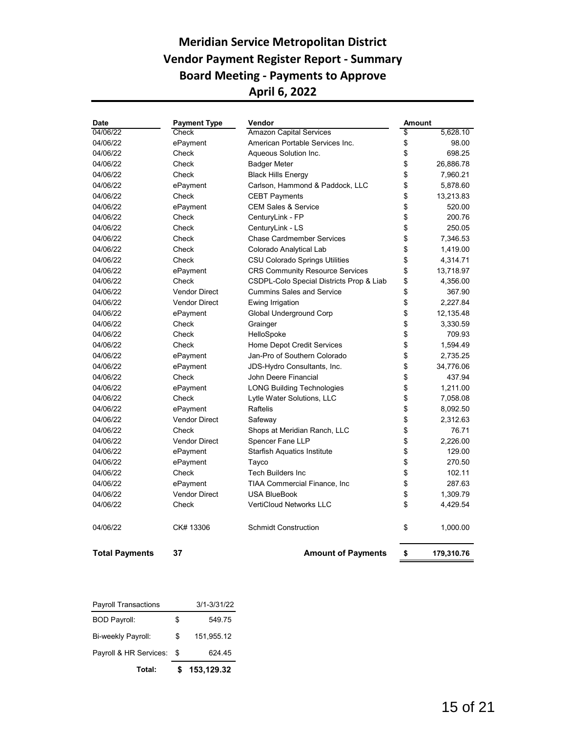# Meridian Service Metropolitan District
## Vendor Payment Register Report - Summary
## Board Meeting - Payments to Approve
## April 6, 2022

| Date | Payment Type | Vendor | Amount |
|---|---|---|---|
| 04/06/22 | Check | Amazon Capital Services | $ 5,628.10 |
| 04/06/22 | ePayment | American Portable Services Inc. | $ 98.00 |
| 04/06/22 | Check | Aqueous Solution Inc. | $ 698.25 |
| 04/06/22 | Check | Badger Meter | $ 26,886.78 |
| 04/06/22 | Check | Black Hills Energy | $ 7,960.21 |
| 04/06/22 | ePayment | Carlson, Hammond & Paddock, LLC | $ 5,878.60 |
| 04/06/22 | Check | CEBT Payments | $ 13,213.83 |
| 04/06/22 | ePayment | CEM Sales & Service | $ 520.00 |
| 04/06/22 | Check | CenturyLink - FP | $ 200.76 |
| 04/06/22 | Check | CenturyLink - LS | $ 250.05 |
| 04/06/22 | Check | Chase Cardmember Services | $ 7,346.53 |
| 04/06/22 | Check | Colorado Analytical Lab | $ 1,419.00 |
| 04/06/22 | Check | CSU Colorado Springs Utilities | $ 4,314.71 |
| 04/06/22 | ePayment | CRS Community Resource Services | $ 13,718.97 |
| 04/06/22 | Check | CSDPL-Colo Special Districts Prop & Liab | $ 4,356.00 |
| 04/06/22 | Vendor Direct | Cummins Sales and Service | $ 367.90 |
| 04/06/22 | Vendor Direct | Ewing Irrigation | $ 2,227.84 |
| 04/06/22 | ePayment | Global Underground Corp | $ 12,135.48 |
| 04/06/22 | Check | Grainger | $ 3,330.59 |
| 04/06/22 | Check | HelloSpoke | $ 709.93 |
| 04/06/22 | Check | Home Depot Credit Services | $ 1,594.49 |
| 04/06/22 | ePayment | Jan-Pro of Southern Colorado | $ 2,735.25 |
| 04/06/22 | ePayment | JDS-Hydro Consultants, Inc. | $ 34,776.06 |
| 04/06/22 | Check | John Deere Financial | $ 437.94 |
| 04/06/22 | ePayment | LONG Building Technologies | $ 1,211.00 |
| 04/06/22 | Check | Lytle Water Solutions, LLC | $ 7,058.08 |
| 04/06/22 | ePayment | Raftelis | $ 8,092.50 |
| 04/06/22 | Vendor Direct | Safeway | $ 2,312.63 |
| 04/06/22 | Check | Shops at Meridian Ranch, LLC | $ 76.71 |
| 04/06/22 | Vendor Direct | Spencer Fane LLP | $ 2,226.00 |
| 04/06/22 | ePayment | Starfish Aquatics Institute | $ 129.00 |
| 04/06/22 | ePayment | Tayco | $ 270.50 |
| 04/06/22 | Check | Tech Builders Inc | $ 102.11 |
| 04/06/22 | ePayment | TIAA Commercial Finance, Inc | $ 287.63 |
| 04/06/22 | Vendor Direct | USA BlueBook | $ 1,309.79 |
| 04/06/22 | Check | VertiCloud Networks LLC | $ 4,429.54 |
| 04/06/22 | CK# 13306 | Schmidt Construction | $ 1,000.00 |
| **Total Payments** | **37** | **Amount of Payments** | **$ 179,310.76** |

| Payroll Transactions | 3/1-3/31/22 |
|---|---|
| BOD Payroll: | $ 549.75 |
| Bi-weekly Payroll: | $ 151,955.12 |
| Payroll & HR Services: | $ 624.45 |
| **Total:** | **$ 153,129.32** |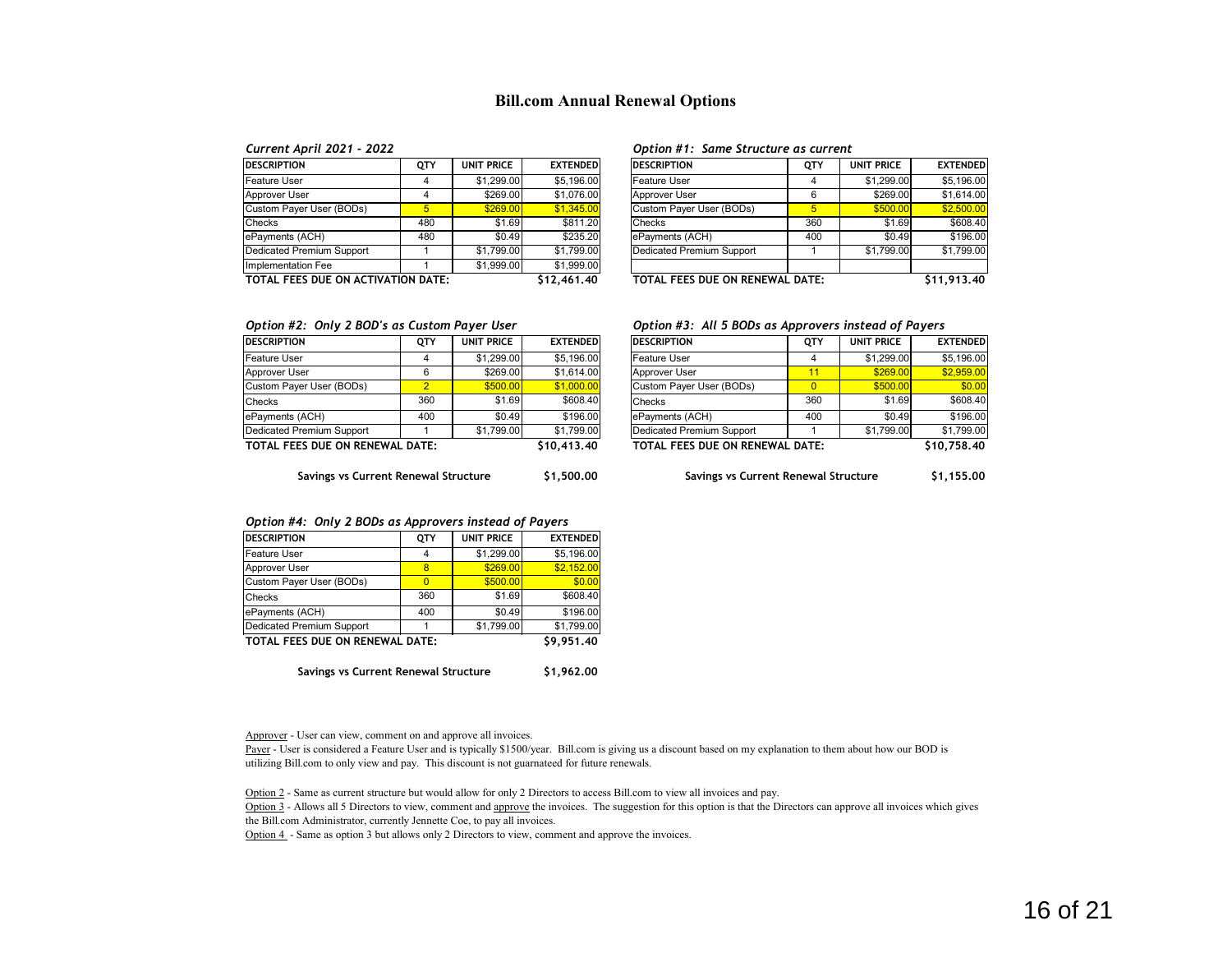# Bill.com Annual Renewal Options

*Current April 2021 - 2022*

| DESCRIPTION | QTY | UNIT PRICE | EXTENDED |
|---|---|---|---|
| Feature User | 4 | $1,299.00 | $5,196.00 |
| Approver User | 4 | $269.00 | $1,076.00 |
| Custom Payer User (BODs) | 5 | $269.00 | $1,345.00 |
| Checks | 480 | $1.69 | $811.20 |
| ePayments (ACH) | 480 | $0.49 | $235.20 |
| Dedicated Premium Support | 1 | $1,799.00 | $1,799.00 |
| Implementation Fee | 1 | $1,999.00 | $1,999.00 |
| **TOTAL FEES DUE ON ACTIVATION DATE:** | | | **$12,461.40** |

*Option #1: Same Structure as current*

| DESCRIPTION | QTY | UNIT PRICE | EXTENDED |
|---|---|---|---|
| Feature User | 4 | $1,299.00 | $5,196.00 |
| Approver User | 6 | $269.00 | $1,614.00 |
| Custom Payer User (BODs) | 5 | $500.00 | $2,500.00 |
| Checks | 360 | $1.69 | $608.40 |
| ePayments (ACH) | 400 | $0.49 | $196.00 |
| Dedicated Premium Support | 1 | $1,799.00 | $1,799.00 |
| | | | |
| **TOTAL FEES DUE ON RENEWAL DATE:** | | | **$11,913.40** |

*Option #2: Only 2 BOD's as Custom Payer User*

| DESCRIPTION | QTY | UNIT PRICE | EXTENDED |
|---|---|---|---|
| Feature User | 4 | $1,299.00 | $5,196.00 |
| Approver User | 6 | $269.00 | $1,614.00 |
| Custom Payer User (BODs) | 2 | $500.00 | $1,000.00 |
| Checks | 360 | $1.69 | $608.40 |
| ePayments (ACH) | 400 | $0.49 | $196.00 |
| Dedicated Premium Support | 1 | $1,799.00 | $1,799.00 |
| **TOTAL FEES DUE ON RENEWAL DATE:** | | | **$10,413.40** |

**Savings vs Current Renewal Structure** **$1,500.00**

*Option #3: All 5 BODs as Approvers instead of Payers*

| DESCRIPTION | QTY | UNIT PRICE | EXTENDED |
|---|---|---|---|
| Feature User | 4 | $1,299.00 | $5,196.00 |
| Approver User | 11 | $269.00 | $2,959.00 |
| Custom Payer User (BODs) | 0 | $500.00 | $0.00 |
| Checks | 360 | $1.69 | $608.40 |
| ePayments (ACH) | 400 | $0.49 | $196.00 |
| Dedicated Premium Support | 1 | $1,799.00 | $1,799.00 |
| **TOTAL FEES DUE ON RENEWAL DATE:** | | | **$10,758.40** |

**Savings vs Current Renewal Structure** **$1,155.00**

*Option #4: Only 2 BODs as Approvers instead of Payers*

| DESCRIPTION | QTY | UNIT PRICE | EXTENDED |
|---|---|---|---|
| Feature User | 4 | $1,299.00 | $5,196.00 |
| Approver User | 8 | $269.00 | $2,152.00 |
| Custom Payer User (BODs) | 0 | $500.00 | $0.00 |
| Checks | 360 | $1.69 | $608.40 |
| ePayments (ACH) | 400 | $0.49 | $196.00 |
| Dedicated Premium Support | 1 | $1,799.00 | $1,799.00 |
| **TOTAL FEES DUE ON RENEWAL DATE:** | | | **$9,951.40** |

**Savings vs Current Renewal Structure** **$1,962.00**

Approver - User can view, comment on and approve all invoices.

Payer - User is considered a Feature User and is typically $1500/year. Bill.com is giving us a discount based on my explanation to them about how our BOD is utilizing Bill.com to only view and pay. This discount is not guarnateed for future renewals.

Option 2 - Same as current structure but would allow for only 2 Directors to access Bill.com to view all invoices and pay.

Option 3 - Allows all 5 Directors to view, comment and approve the invoices. The suggestion for this option is that the Directors can approve all invoices which gives the Bill.com Administrator, currently Jennette Coe, to pay all invoices.

Option 4 - Same as option 3 but allows only 2 Directors to view, comment and approve the invoices.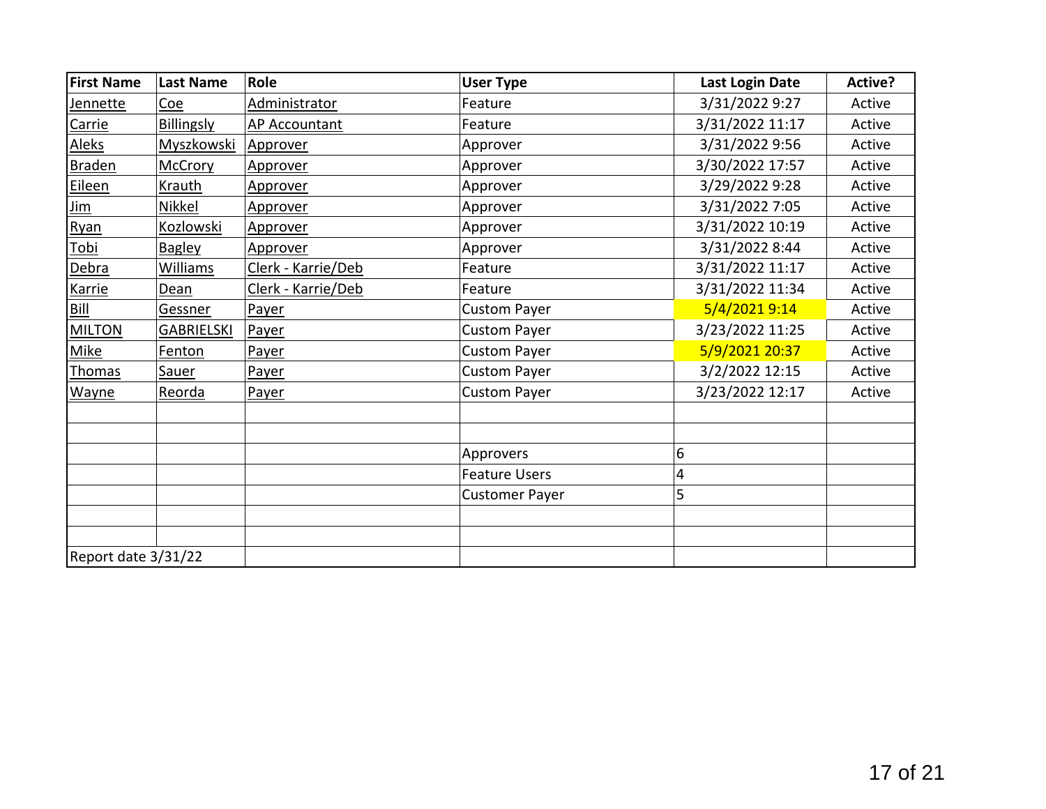| First Name | Last Name | Role | User Type | Last Login Date | Active? |
|---|---|---|---|---|---|
| Jennette | Coe | Administrator | Feature | 3/31/2022 9:27 | Active |
| Carrie | Billingsly | AP Accountant | Feature | 3/31/2022 11:17 | Active |
| Aleks | Myszkowski | Approver | Approver | 3/31/2022 9:56 | Active |
| Braden | McCrory | Approver | Approver | 3/30/2022 17:57 | Active |
| Eileen | Krauth | Approver | Approver | 3/29/2022 9:28 | Active |
| Jim | Nikkel | Approver | Approver | 3/31/2022 7:05 | Active |
| Ryan | Kozlowski | Approver | Approver | 3/31/2022 10:19 | Active |
| Tobi | Bagley | Approver | Approver | 3/31/2022 8:44 | Active |
| Debra | Williams | Clerk - Karrie/Deb | Feature | 3/31/2022 11:17 | Active |
| Karrie | Dean | Clerk - Karrie/Deb | Feature | 3/31/2022 11:34 | Active |
| Bill | Gessner | Payer | Custom Payer | 5/4/2021 9:14 | Active |
| MILTON | GABRIELSKI | Payer | Custom Payer | 3/23/2022 11:25 | Active |
| Mike | Fenton | Payer | Custom Payer | 5/9/2021 20:37 | Active |
| Thomas | Sauer | Payer | Custom Payer | 3/2/2022 12:15 | Active |
| Wayne | Reorda | Payer | Custom Payer | 3/23/2022 12:17 | Active |
| | | | | | |
| | | | | | |
| | | | Approvers | 6 | |
| | | | Feature Users | 4 | |
| | | | Customer Payer | 5 | |
| | | | | | |
| | | | | | |
| Report date 3/31/22 | | | | | |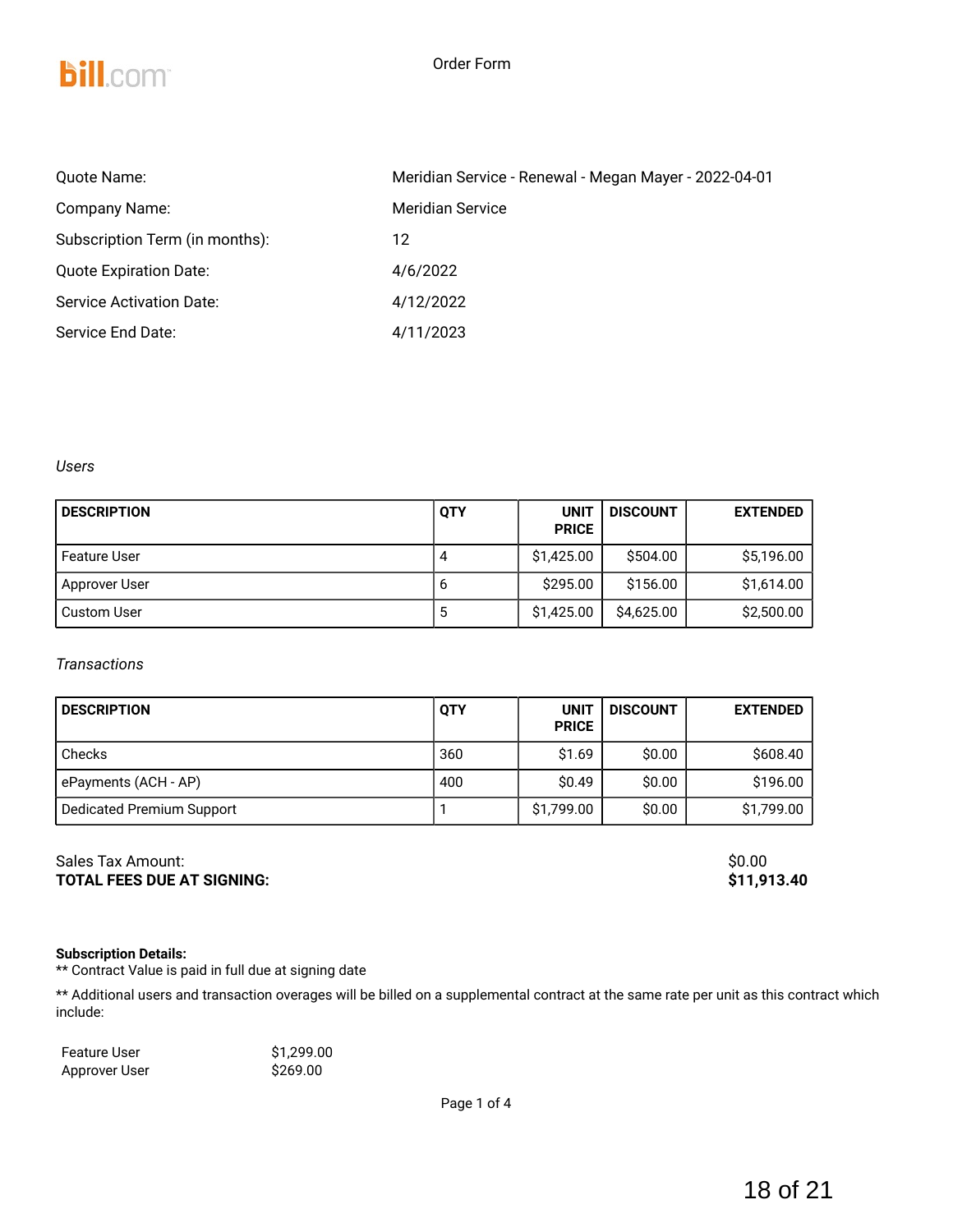bill.com

Order Form

| | |
|---|---|
| Quote Name: | Meridian Service - Renewal - Megan Mayer - 2022-04-01 |
| Company Name: | Meridian Service |
| Subscription Term (in months): | 12 |
| Quote Expiration Date: | 4/6/2022 |
| Service Activation Date: | 4/12/2022 |
| Service End Date: | 4/11/2023 |

*Users*

| DESCRIPTION | QTY | UNIT PRICE | DISCOUNT | EXTENDED |
|---|---|---|---|---|
| Feature User | 4 | $1,425.00 | $504.00 | $5,196.00 |
| Approver User | 6 | $295.00 | $156.00 | $1,614.00 |
| Custom User | 5 | $1,425.00 | $4,625.00 | $2,500.00 |

*Transactions*

| DESCRIPTION | QTY | UNIT PRICE | DISCOUNT | EXTENDED |
|---|---|---|---|---|
| Checks | 360 | $1.69 | $0.00 | $608.40 |
| ePayments (ACH - AP) | 400 | $0.49 | $0.00 | $196.00 |
| Dedicated Premium Support | 1 | $1,799.00 | $0.00 | $1,799.00 |

Sales Tax Amount: $0.00
**TOTAL FEES DUE AT SIGNING: $11,913.40**

**Subscription Details:**
** Contract Value is paid in full due at signing date

** Additional users and transaction overages will be billed on a supplemental contract at the same rate per unit as this contract which include:

| | |
|---|---|
| Feature User | $1,299.00 |
| Approver User | $269.00 |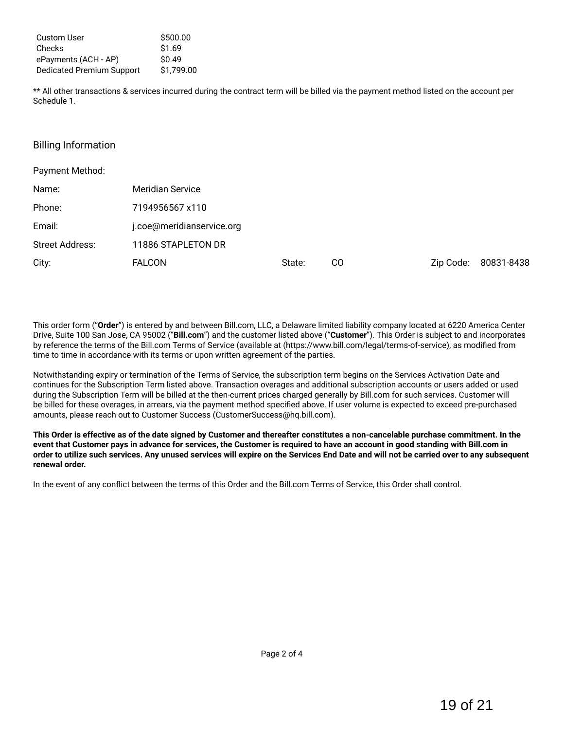| | |
|---|---|
| Custom User | $500.00 |
| Checks | $1.69 |
| ePayments (ACH - AP) | $0.49 |
| Dedicated Premium Support | $1,799.00 |

** All other transactions & services incurred during the contract term will be billed via the payment method listed on the account per Schedule 1.

## Billing Information

Payment Method:

| | | | | | |
|---|---|---|---|---|---|
| Name: | Meridian Service | | | | |
| Phone: | 7194956567 x110 | | | | |
| Email: | j.coe@meridianservice.org | | | | |
| Street Address: | 11886 STAPLETON DR | | | | |
| City: | FALCON | State: | CO | Zip Code: | 80831-8438 |

This order form ("**Order**") is entered by and between Bill.com, LLC, a Delaware limited liability company located at 6220 America Center Drive, Suite 100 San Jose, CA 95002 ("**Bill.com**") and the customer listed above ("**Customer**"). This Order is subject to and incorporates by reference the terms of the Bill.com Terms of Service (available at (https://www.bill.com/legal/terms-of-service), as modified from time to time in accordance with its terms or upon written agreement of the parties.

Notwithstanding expiry or termination of the Terms of Service, the subscription term begins on the Services Activation Date and continues for the Subscription Term listed above. Transaction overages and additional subscription accounts or users added or used during the Subscription Term will be billed at the then-current prices charged generally by Bill.com for such services. Customer will be billed for these overages, in arrears, via the payment method specified above. If user volume is expected to exceed pre-purchased amounts, please reach out to Customer Success (CustomerSuccess@hq.bill.com).

**This Order is effective as of the date signed by Customer and thereafter constitutes a non-cancelable purchase commitment. In the event that Customer pays in advance for services, the Customer is required to have an account in good standing with Bill.com in order to utilize such services. Any unused services will expire on the Services End Date and will not be carried over to any subsequent renewal order.**

In the event of any conflict between the terms of this Order and the Bill.com Terms of Service, this Order shall control.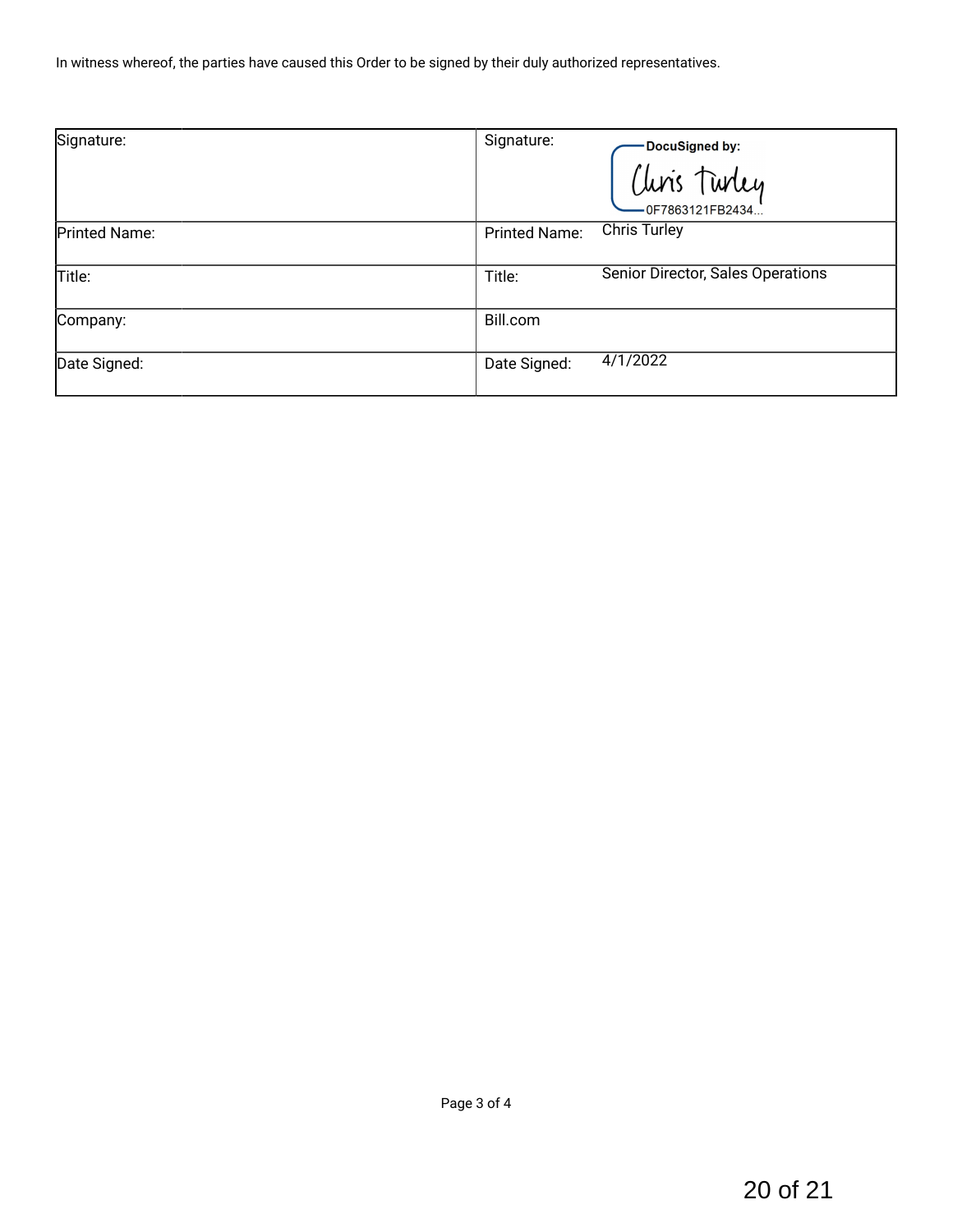In witness whereof, the parties have caused this Order to be signed by their duly authorized representatives.

| Signature: | Signature: DocuSigned by: Chris Turley 0F7863121FB2434... |
| --- | --- |
| Printed Name: | Printed Name: Chris Turley |
| Title: | Title: Senior Director, Sales Operations |
| Company: | Bill.com |
| Date Signed: | Date Signed: 4/1/2022 |

Page 3 of 4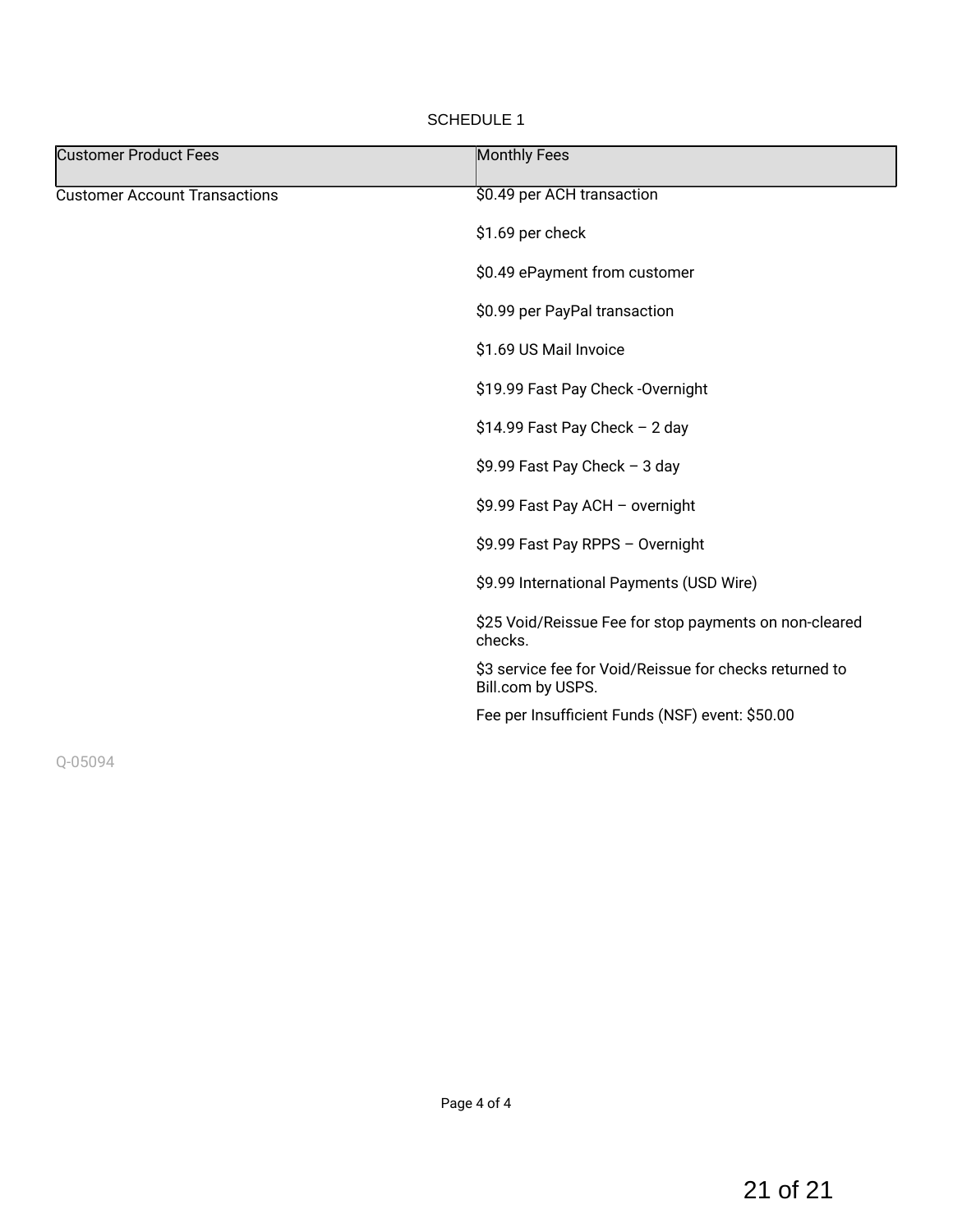SCHEDULE 1

| Customer Product Fees | Monthly Fees |
|---|---|
| Customer Account Transactions | $0.49 per ACH transaction |
| | $1.69 per check |
| | $0.49 ePayment from customer |
| | $0.99 per PayPal transaction |
| | $1.69 US Mail Invoice |
| | $19.99 Fast Pay Check -Overnight |
| | $14.99 Fast Pay Check – 2 day |
| | $9.99 Fast Pay Check – 3 day |
| | $9.99 Fast Pay ACH – overnight |
| | $9.99 Fast Pay RPPS – Overnight |
| | $9.99 International Payments (USD Wire) |
| | $25 Void/Reissue Fee for stop payments on non-cleared checks. |
| | $3 service fee for Void/Reissue for checks returned to Bill.com by USPS. |
| | Fee per Insufficient Funds (NSF) event: $50.00 |

Q-05094